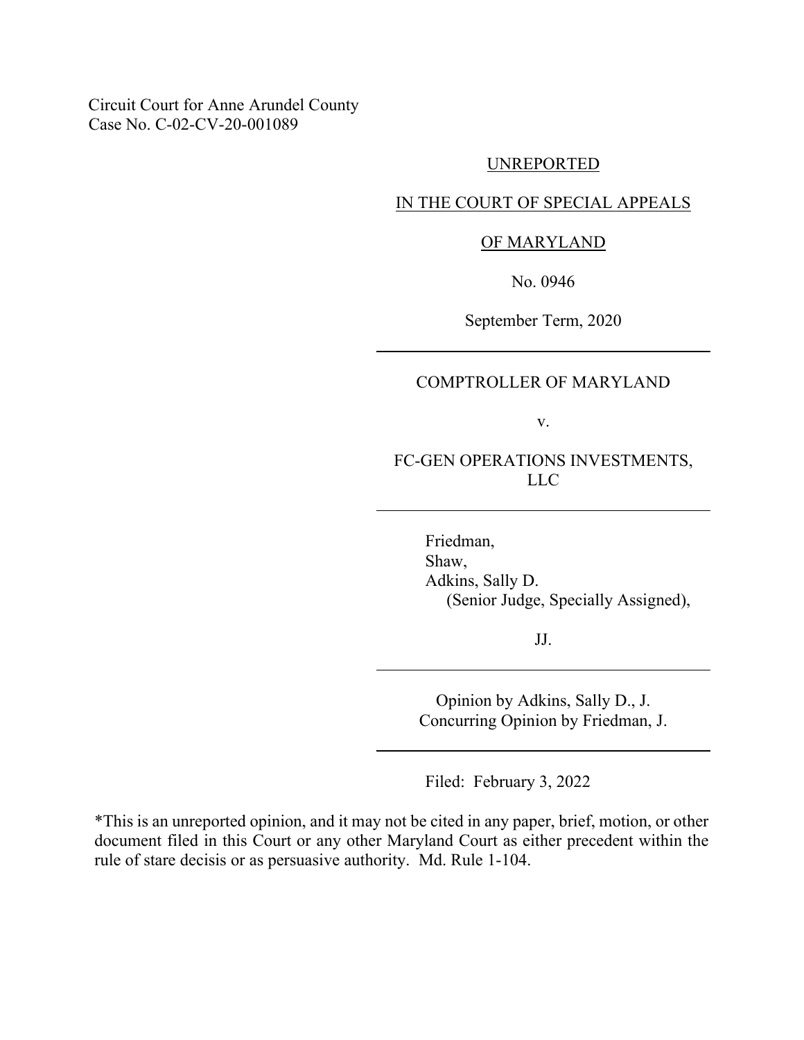Circuit Court for Anne Arundel County
Case No. C-02-CV-20-001089

UNREPORTED

IN THE COURT OF SPECIAL APPEALS

OF MARYLAND

No. 0946

September Term, 2020

---

COMPTROLLER OF MARYLAND

v.

FC-GEN OPERATIONS INVESTMENTS, LLC

---

Friedman,
Shaw,
Adkins, Sally D.
(Senior Judge, Specially Assigned),

JJ.

---

Opinion by Adkins, Sally D., J.
Concurring Opinion by Friedman, J.

---

Filed: February 3, 2022

*This is an unreported opinion, and it may not be cited in any paper, brief, motion, or other document filed in this Court or any other Maryland Court as either precedent within the rule of stare decisis or as persuasive authority. Md. Rule 1-104.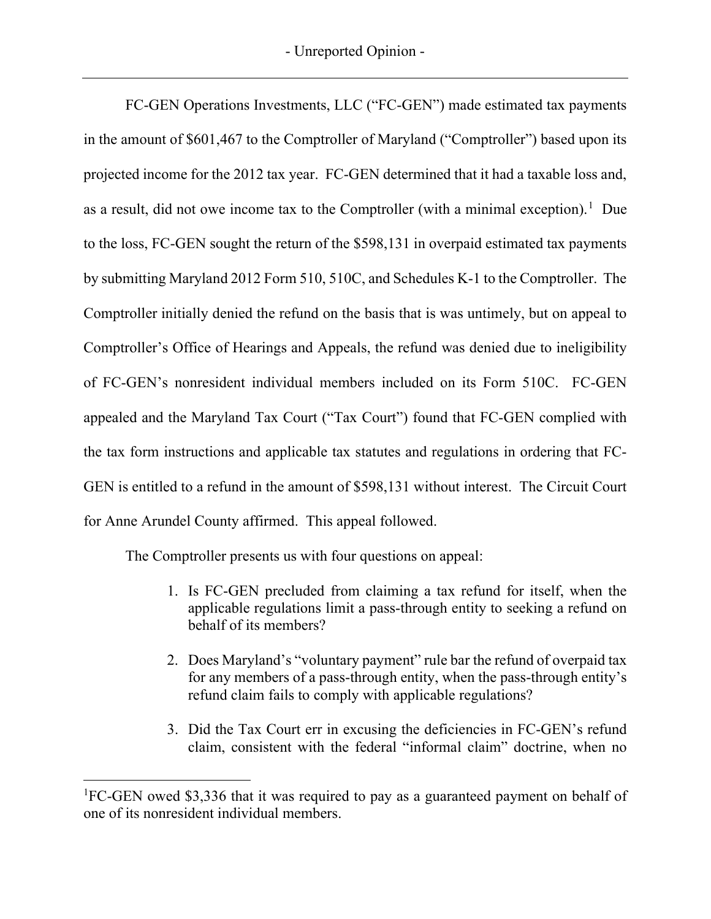FC-GEN Operations Investments, LLC ("FC-GEN") made estimated tax payments in the amount of $601,467 to the Comptroller of Maryland ("Comptroller") based upon its projected income for the 2012 tax year. FC-GEN determined that it had a taxable loss and, as a result, did not owe income tax to the Comptroller (with a minimal exception).[1] Due to the loss, FC-GEN sought the return of the $598,131 in overpaid estimated tax payments by submitting Maryland 2012 Form 510, 510C, and Schedules K-1 to the Comptroller. The Comptroller initially denied the refund on the basis that is was untimely, but on appeal to Comptroller's Office of Hearings and Appeals, the refund was denied due to ineligibility of FC-GEN's nonresident individual members included on its Form 510C. FC-GEN appealed and the Maryland Tax Court ("Tax Court") found that FC-GEN complied with the tax form instructions and applicable tax statutes and regulations in ordering that FC-GEN is entitled to a refund in the amount of $598,131 without interest. The Circuit Court for Anne Arundel County affirmed. This appeal followed.

The Comptroller presents us with four questions on appeal:

1. Is FC-GEN precluded from claiming a tax refund for itself, when the applicable regulations limit a pass-through entity to seeking a refund on behalf of its members?

2. Does Maryland's "voluntary payment" rule bar the refund of overpaid tax for any members of a pass-through entity, when the pass-through entity's refund claim fails to comply with applicable regulations?

3. Did the Tax Court err in excusing the deficiencies in FC-GEN's refund claim, consistent with the federal "informal claim" doctrine, when no

[1]FC-GEN owed $3,336 that it was required to pay as a guaranteed payment on behalf of one of its nonresident individual members.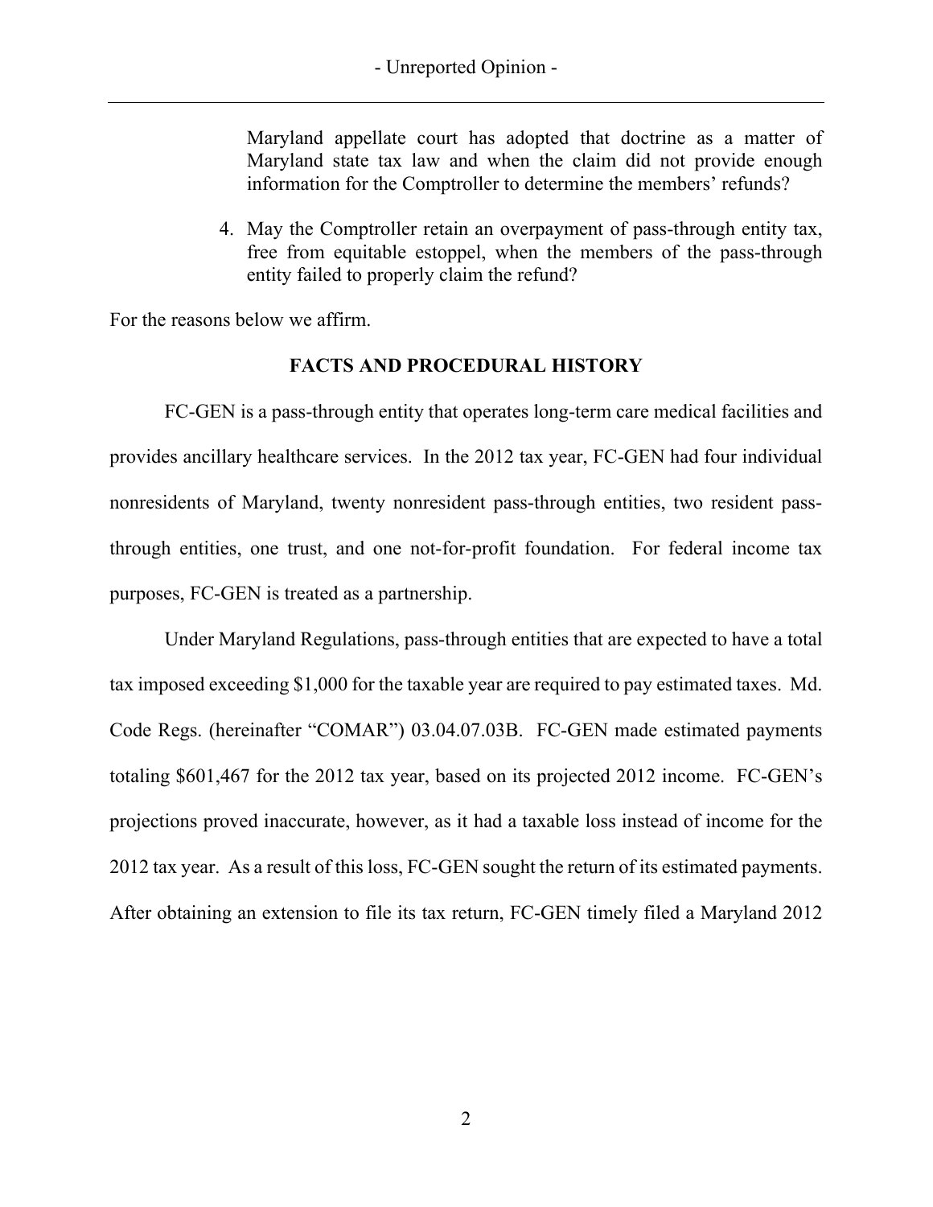Maryland appellate court has adopted that doctrine as a matter of Maryland state tax law and when the claim did not provide enough information for the Comptroller to determine the members' refunds?

4. May the Comptroller retain an overpayment of pass-through entity tax, free from equitable estoppel, when the members of the pass-through entity failed to properly claim the refund?

For the reasons below we affirm.

## FACTS AND PROCEDURAL HISTORY

FC-GEN is a pass-through entity that operates long-term care medical facilities and provides ancillary healthcare services. In the 2012 tax year, FC-GEN had four individual nonresidents of Maryland, twenty nonresident pass-through entities, two resident pass-through entities, one trust, and one not-for-profit foundation. For federal income tax purposes, FC-GEN is treated as a partnership.

Under Maryland Regulations, pass-through entities that are expected to have a total tax imposed exceeding $1,000 for the taxable year are required to pay estimated taxes. Md. Code Regs. (hereinafter "COMAR") 03.04.07.03B. FC-GEN made estimated payments totaling $601,467 for the 2012 tax year, based on its projected 2012 income. FC-GEN's projections proved inaccurate, however, as it had a taxable loss instead of income for the 2012 tax year. As a result of this loss, FC-GEN sought the return of its estimated payments. After obtaining an extension to file its tax return, FC-GEN timely filed a Maryland 2012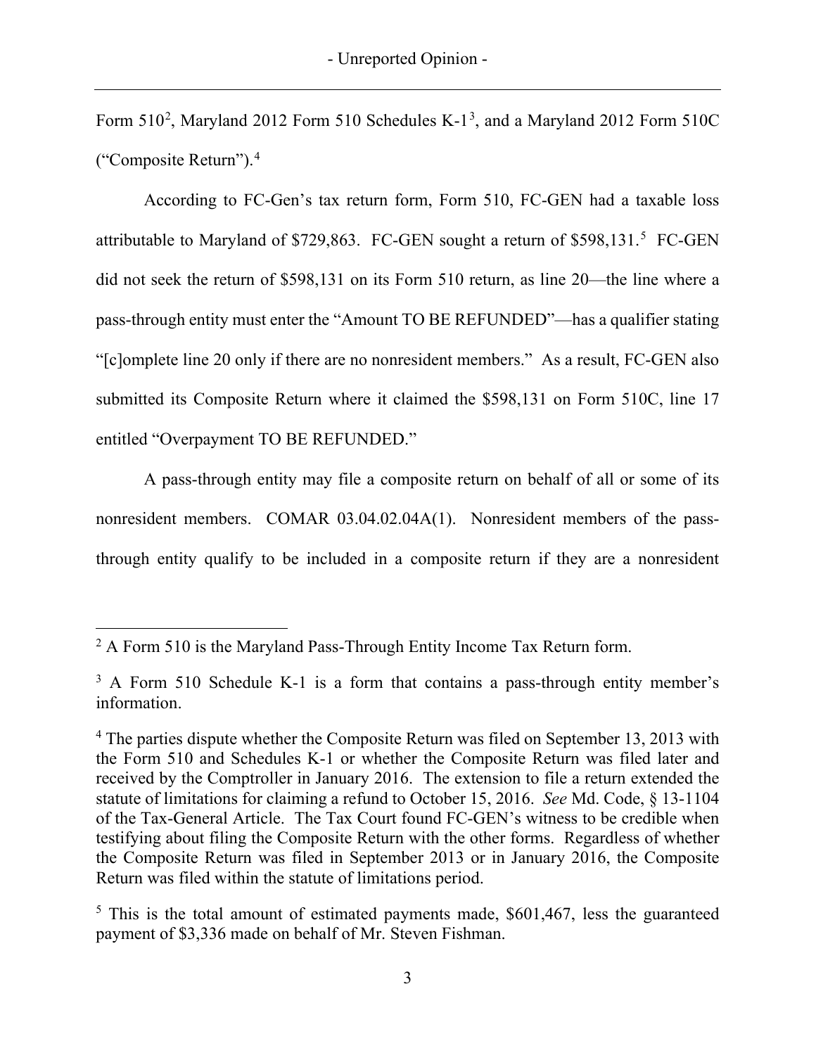Form 510[2], Maryland 2012 Form 510 Schedules K-1[3], and a Maryland 2012 Form 510C ("Composite Return").[4]

According to FC-Gen's tax return form, Form 510, FC-GEN had a taxable loss attributable to Maryland of $729,863. FC-GEN sought a return of $598,131.[5] FC-GEN did not seek the return of $598,131 on its Form 510 return, as line 20—the line where a pass-through entity must enter the "Amount TO BE REFUNDED"—has a qualifier stating "[c]omplete line 20 only if there are no nonresident members." As a result, FC-GEN also submitted its Composite Return where it claimed the $598,131 on Form 510C, line 17 entitled "Overpayment TO BE REFUNDED."

A pass-through entity may file a composite return on behalf of all or some of its nonresident members. COMAR 03.04.02.04A(1). Nonresident members of the pass-through entity qualify to be included in a composite return if they are a nonresident

---

[2] A Form 510 is the Maryland Pass-Through Entity Income Tax Return form.

[3] A Form 510 Schedule K-1 is a form that contains a pass-through entity member's information.

[4] The parties dispute whether the Composite Return was filed on September 13, 2013 with the Form 510 and Schedules K-1 or whether the Composite Return was filed later and received by the Comptroller in January 2016. The extension to file a return extended the statute of limitations for claiming a refund to October 15, 2016. *See* Md. Code, § 13-1104 of the Tax-General Article. The Tax Court found FC-GEN's witness to be credible when testifying about filing the Composite Return with the other forms. Regardless of whether the Composite Return was filed in September 2013 or in January 2016, the Composite Return was filed within the statute of limitations period.

[5] This is the total amount of estimated payments made, $601,467, less the guaranteed payment of $3,336 made on behalf of Mr. Steven Fishman.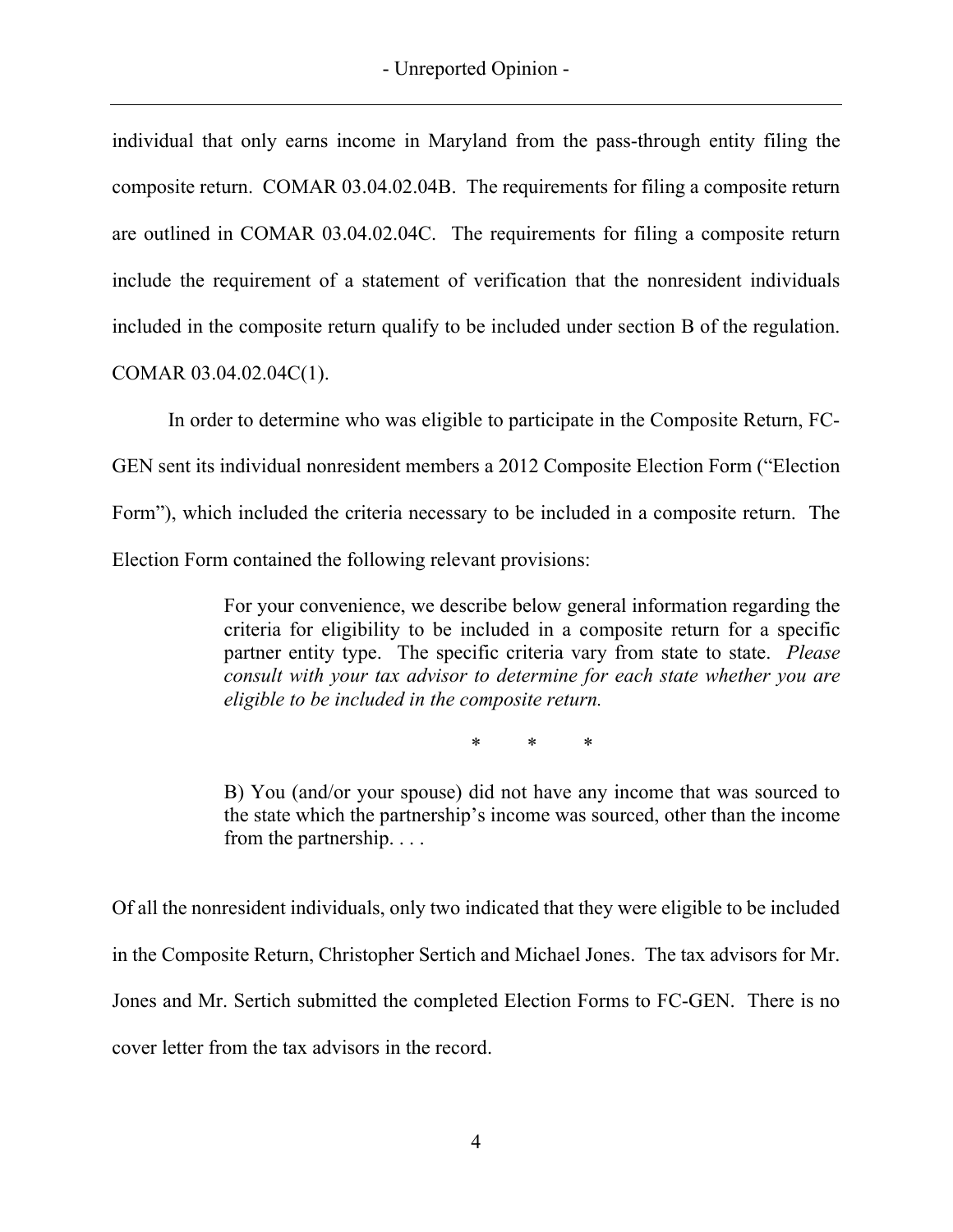individual that only earns income in Maryland from the pass-through entity filing the composite return. COMAR 03.04.02.04B. The requirements for filing a composite return are outlined in COMAR 03.04.02.04C. The requirements for filing a composite return include the requirement of a statement of verification that the nonresident individuals included in the composite return qualify to be included under section B of the regulation. COMAR 03.04.02.04C(1).

In order to determine who was eligible to participate in the Composite Return, FC-GEN sent its individual nonresident members a 2012 Composite Election Form ("Election Form"), which included the criteria necessary to be included in a composite return. The Election Form contained the following relevant provisions:

> For your convenience, we describe below general information regarding the criteria for eligibility to be included in a composite return for a specific partner entity type. The specific criteria vary from state to state. *Please consult with your tax advisor to determine for each state whether you are eligible to be included in the composite return.*
>
> \* \* \*
>
> B) You (and/or your spouse) did not have any income that was sourced to the state which the partnership's income was sourced, other than the income from the partnership. . . .

Of all the nonresident individuals, only two indicated that they were eligible to be included in the Composite Return, Christopher Sertich and Michael Jones. The tax advisors for Mr. Jones and Mr. Sertich submitted the completed Election Forms to FC-GEN. There is no cover letter from the tax advisors in the record.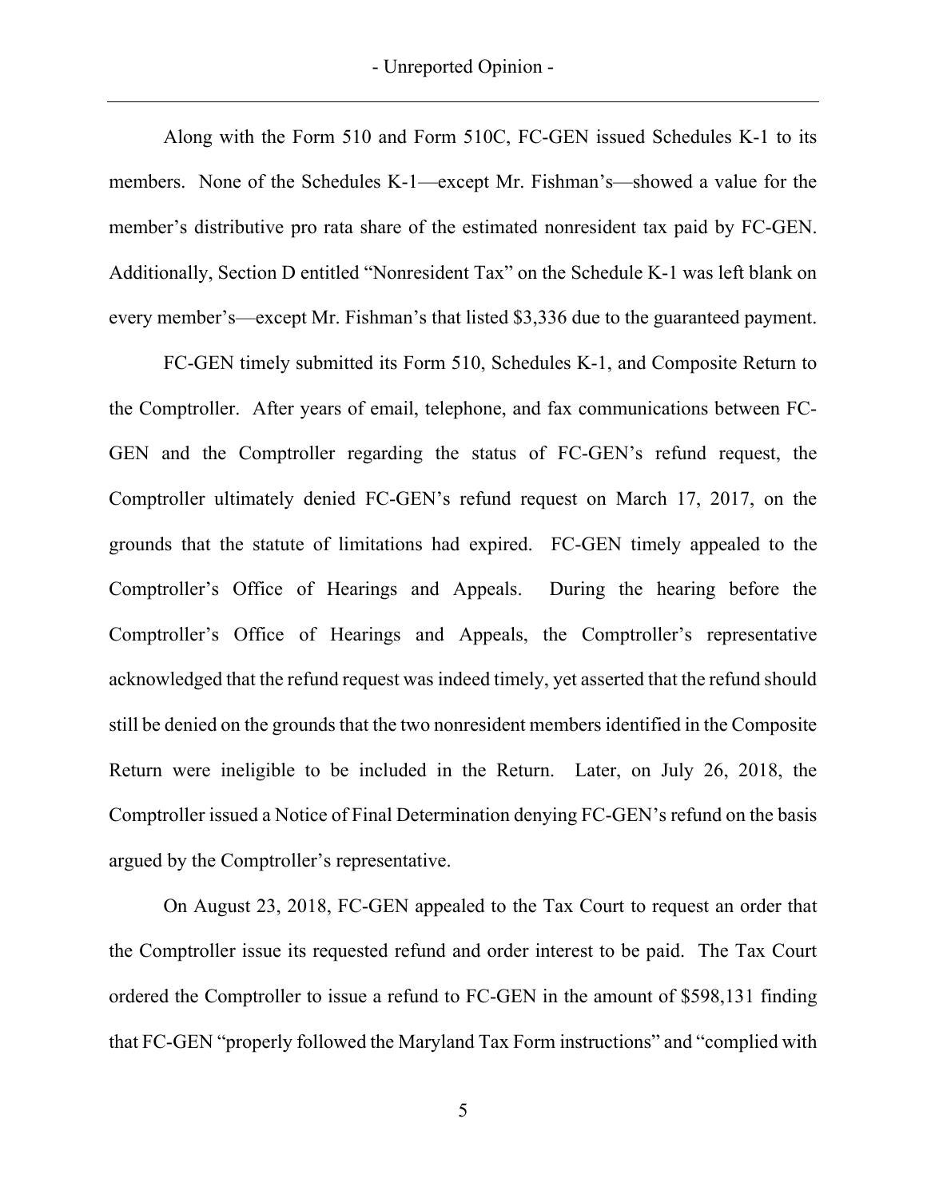Along with the Form 510 and Form 510C, FC-GEN issued Schedules K-1 to its members. None of the Schedules K-1—except Mr. Fishman's—showed a value for the member's distributive pro rata share of the estimated nonresident tax paid by FC-GEN. Additionally, Section D entitled "Nonresident Tax" on the Schedule K-1 was left blank on every member's—except Mr. Fishman's that listed $3,336 due to the guaranteed payment.

FC-GEN timely submitted its Form 510, Schedules K-1, and Composite Return to the Comptroller. After years of email, telephone, and fax communications between FC-GEN and the Comptroller regarding the status of FC-GEN's refund request, the Comptroller ultimately denied FC-GEN's refund request on March 17, 2017, on the grounds that the statute of limitations had expired. FC-GEN timely appealed to the Comptroller's Office of Hearings and Appeals. During the hearing before the Comptroller's Office of Hearings and Appeals, the Comptroller's representative acknowledged that the refund request was indeed timely, yet asserted that the refund should still be denied on the grounds that the two nonresident members identified in the Composite Return were ineligible to be included in the Return. Later, on July 26, 2018, the Comptroller issued a Notice of Final Determination denying FC-GEN's refund on the basis argued by the Comptroller's representative.

On August 23, 2018, FC-GEN appealed to the Tax Court to request an order that the Comptroller issue its requested refund and order interest to be paid. The Tax Court ordered the Comptroller to issue a refund to FC-GEN in the amount of $598,131 finding that FC-GEN "properly followed the Maryland Tax Form instructions" and "complied with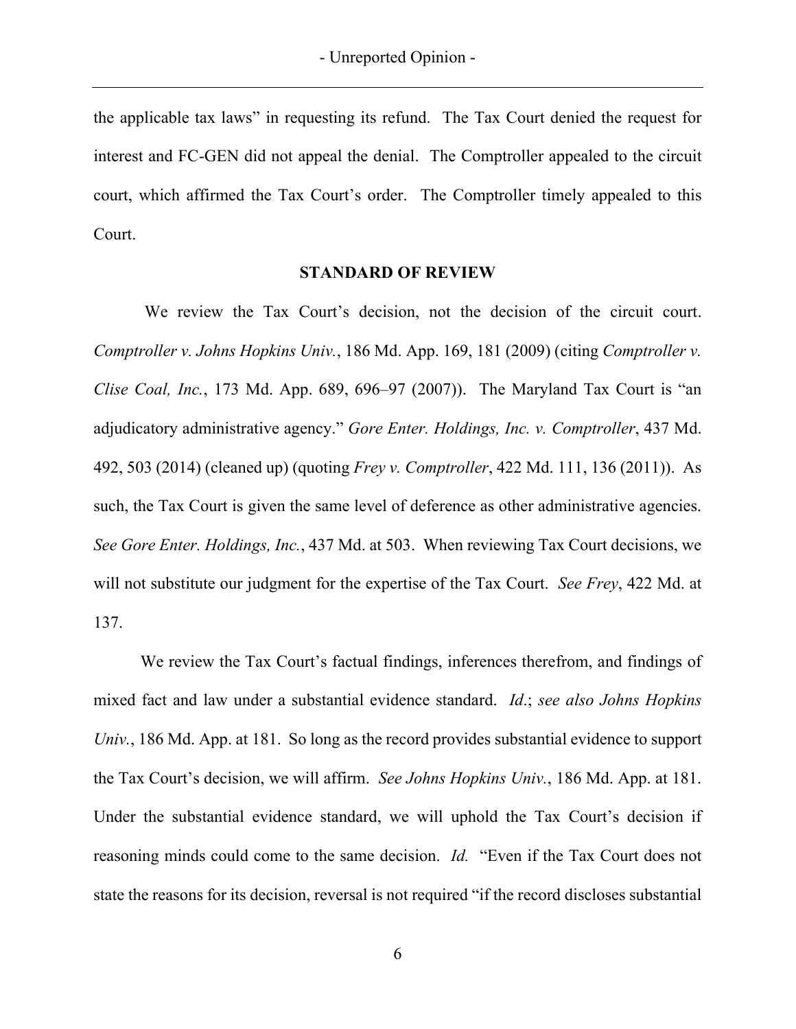the applicable tax laws" in requesting its refund. The Tax Court denied the request for interest and FC-GEN did not appeal the denial. The Comptroller appealed to the circuit court, which affirmed the Tax Court's order. The Comptroller timely appealed to this Court.

## STANDARD OF REVIEW

We review the Tax Court's decision, not the decision of the circuit court. *Comptroller v. Johns Hopkins Univ.*, 186 Md. App. 169, 181 (2009) (citing *Comptroller v. Clise Coal, Inc.*, 173 Md. App. 689, 696–97 (2007)). The Maryland Tax Court is "an adjudicatory administrative agency." *Gore Enter. Holdings, Inc. v. Comptroller*, 437 Md. 492, 503 (2014) (cleaned up) (quoting *Frey v. Comptroller*, 422 Md. 111, 136 (2011)). As such, the Tax Court is given the same level of deference as other administrative agencies. *See Gore Enter. Holdings, Inc.*, 437 Md. at 503. When reviewing Tax Court decisions, we will not substitute our judgment for the expertise of the Tax Court. *See Frey*, 422 Md. at 137.

We review the Tax Court's factual findings, inferences therefrom, and findings of mixed fact and law under a substantial evidence standard. *Id.*; *see also Johns Hopkins Univ.*, 186 Md. App. at 181. So long as the record provides substantial evidence to support the Tax Court's decision, we will affirm. *See Johns Hopkins Univ.*, 186 Md. App. at 181. Under the substantial evidence standard, we will uphold the Tax Court's decision if reasoning minds could come to the same decision. *Id.* "Even if the Tax Court does not state the reasons for its decision, reversal is not required "if the record discloses substantial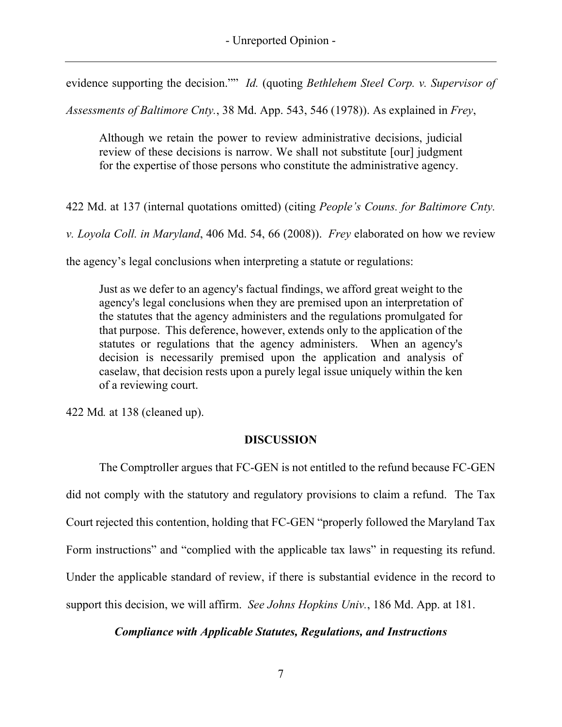evidence supporting the decision."" *Id.* (quoting *Bethlehem Steel Corp. v. Supervisor of Assessments of Baltimore Cnty.*, 38 Md. App. 543, 546 (1978)). As explained in *Frey*,

> Although we retain the power to review administrative decisions, judicial review of these decisions is narrow. We shall not substitute [our] judgment for the expertise of those persons who constitute the administrative agency.

422 Md. at 137 (internal quotations omitted) (citing *People's Couns. for Baltimore Cnty. v. Loyola Coll. in Maryland*, 406 Md. 54, 66 (2008)). *Frey* elaborated on how we review the agency's legal conclusions when interpreting a statute or regulations:

> Just as we defer to an agency's factual findings, we afford great weight to the agency's legal conclusions when they are premised upon an interpretation of the statutes that the agency administers and the regulations promulgated for that purpose. This deference, however, extends only to the application of the statutes or regulations that the agency administers. When an agency's decision is necessarily premised upon the application and analysis of caselaw, that decision rests upon a purely legal issue uniquely within the ken of a reviewing court.

422 Md*.* at 138 (cleaned up).

## DISCUSSION

The Comptroller argues that FC-GEN is not entitled to the refund because FC-GEN did not comply with the statutory and regulatory provisions to claim a refund. The Tax Court rejected this contention, holding that FC-GEN "properly followed the Maryland Tax Form instructions" and "complied with the applicable tax laws" in requesting its refund. Under the applicable standard of review, if there is substantial evidence in the record to support this decision, we will affirm. *See Johns Hopkins Univ.*, 186 Md. App. at 181.

### *Compliance with Applicable Statutes, Regulations, and Instructions*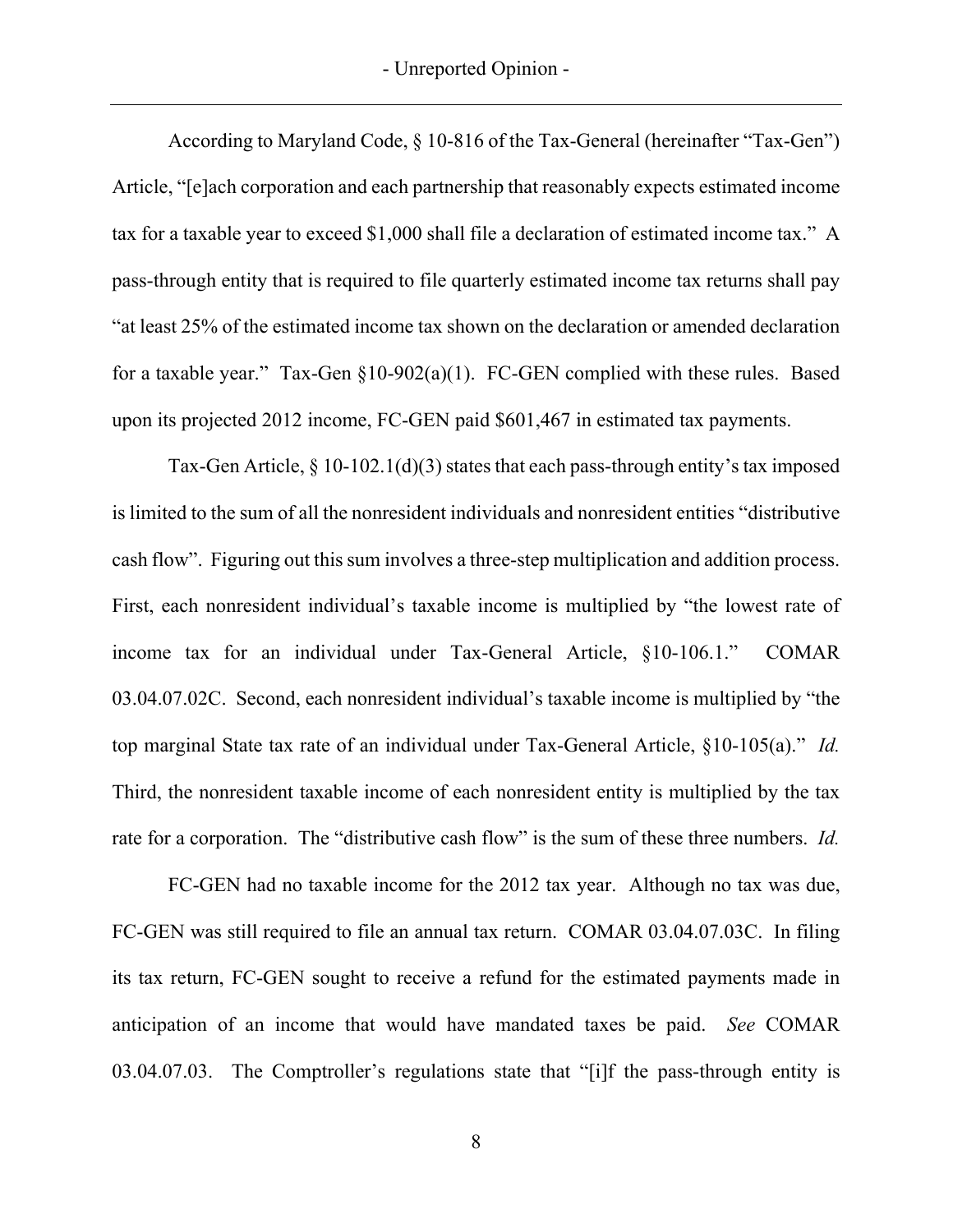According to Maryland Code, § 10-816 of the Tax-General (hereinafter "Tax-Gen") Article, "[e]ach corporation and each partnership that reasonably expects estimated income tax for a taxable year to exceed $1,000 shall file a declaration of estimated income tax." A pass-through entity that is required to file quarterly estimated income tax returns shall pay "at least 25% of the estimated income tax shown on the declaration or amended declaration for a taxable year." Tax-Gen §10-902(a)(1). FC-GEN complied with these rules. Based upon its projected 2012 income, FC-GEN paid $601,467 in estimated tax payments.

Tax-Gen Article, § 10-102.1(d)(3) states that each pass-through entity's tax imposed is limited to the sum of all the nonresident individuals and nonresident entities "distributive cash flow". Figuring out this sum involves a three-step multiplication and addition process. First, each nonresident individual's taxable income is multiplied by "the lowest rate of income tax for an individual under Tax-General Article, §10-106.1." COMAR 03.04.07.02C. Second, each nonresident individual's taxable income is multiplied by "the top marginal State tax rate of an individual under Tax-General Article, §10-105(a)." *Id.* Third, the nonresident taxable income of each nonresident entity is multiplied by the tax rate for a corporation. The "distributive cash flow" is the sum of these three numbers. *Id.*

FC-GEN had no taxable income for the 2012 tax year. Although no tax was due, FC-GEN was still required to file an annual tax return. COMAR 03.04.07.03C. In filing its tax return, FC-GEN sought to receive a refund for the estimated payments made in anticipation of an income that would have mandated taxes be paid. *See* COMAR 03.04.07.03. The Comptroller's regulations state that "[i]f the pass-through entity is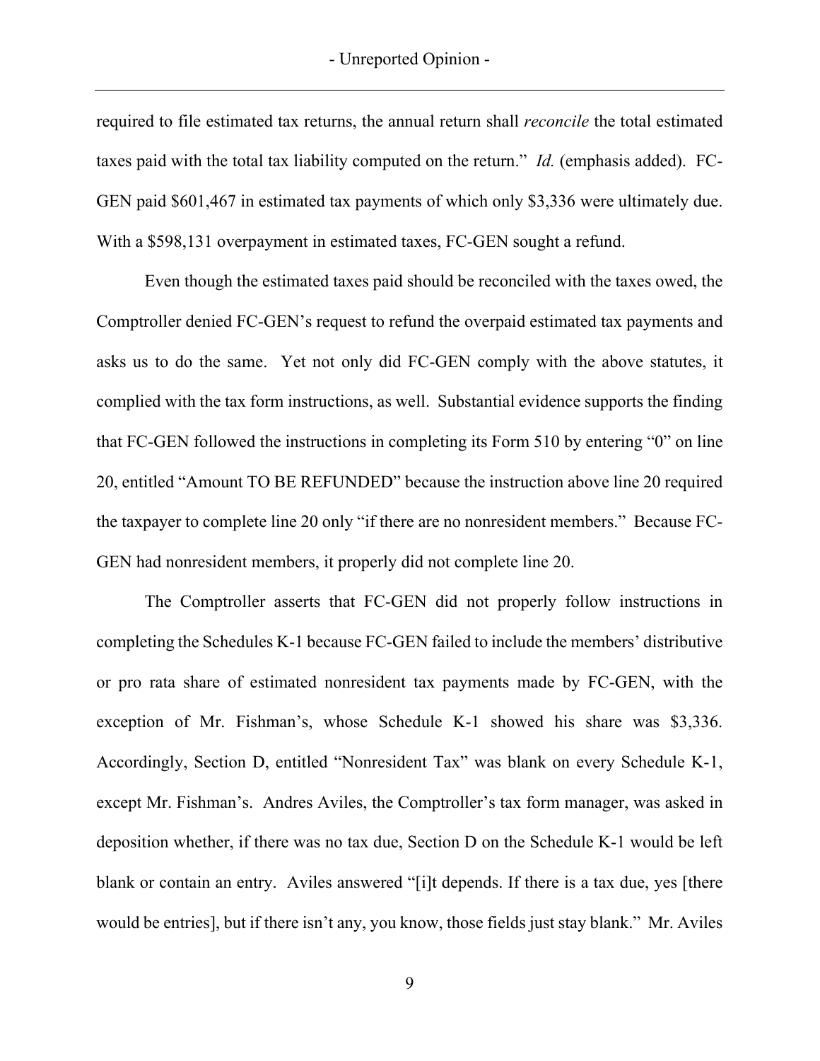required to file estimated tax returns, the annual return shall *reconcile* the total estimated taxes paid with the total tax liability computed on the return." *Id.* (emphasis added). FC-GEN paid $601,467 in estimated tax payments of which only $3,336 were ultimately due. With a $598,131 overpayment in estimated taxes, FC-GEN sought a refund.

Even though the estimated taxes paid should be reconciled with the taxes owed, the Comptroller denied FC-GEN's request to refund the overpaid estimated tax payments and asks us to do the same. Yet not only did FC-GEN comply with the above statutes, it complied with the tax form instructions, as well. Substantial evidence supports the finding that FC-GEN followed the instructions in completing its Form 510 by entering "0" on line 20, entitled "Amount TO BE REFUNDED" because the instruction above line 20 required the taxpayer to complete line 20 only "if there are no nonresident members." Because FC-GEN had nonresident members, it properly did not complete line 20.

The Comptroller asserts that FC-GEN did not properly follow instructions in completing the Schedules K-1 because FC-GEN failed to include the members' distributive or pro rata share of estimated nonresident tax payments made by FC-GEN, with the exception of Mr. Fishman's, whose Schedule K-1 showed his share was $3,336. Accordingly, Section D, entitled "Nonresident Tax" was blank on every Schedule K-1, except Mr. Fishman's. Andres Aviles, the Comptroller's tax form manager, was asked in deposition whether, if there was no tax due, Section D on the Schedule K-1 would be left blank or contain an entry. Aviles answered "[i]t depends. If there is a tax due, yes [there would be entries], but if there isn't any, you know, those fields just stay blank." Mr. Aviles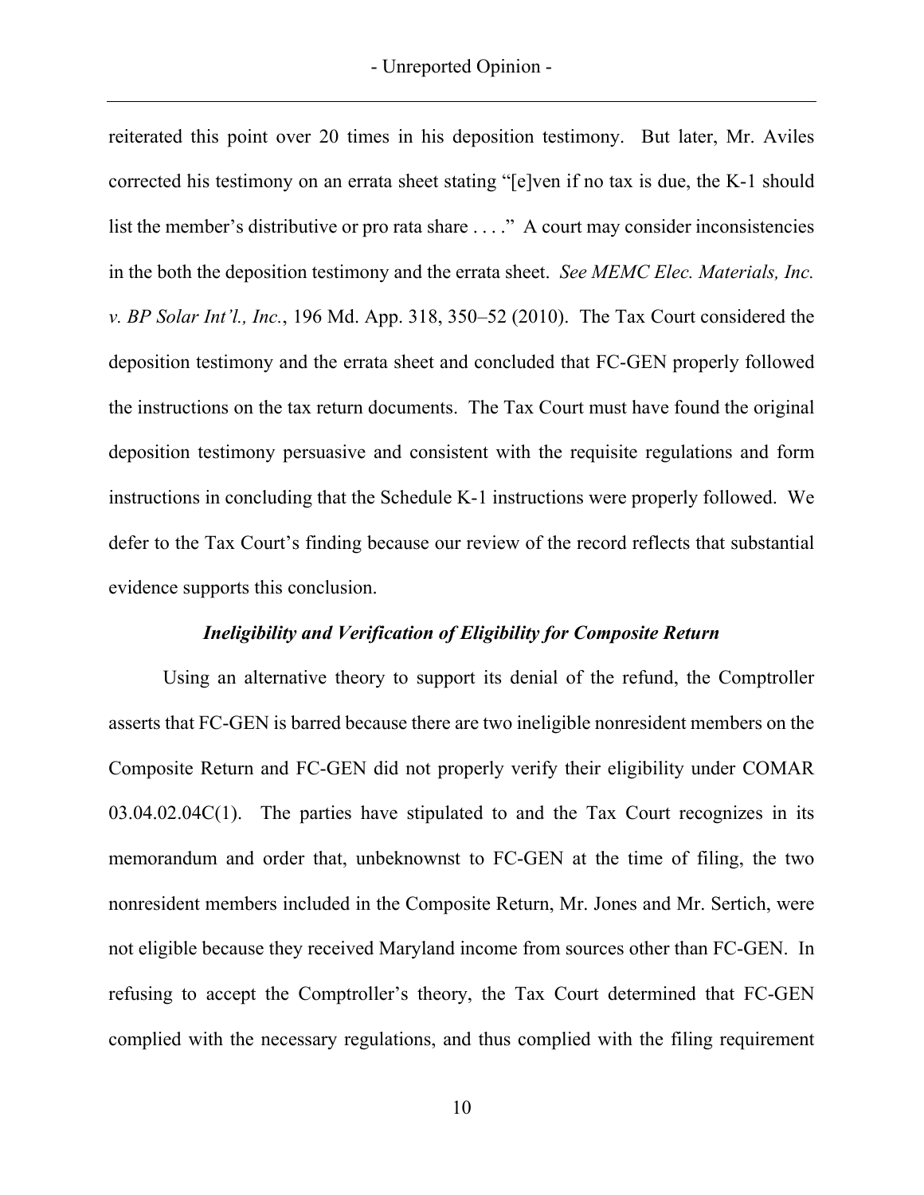reiterated this point over 20 times in his deposition testimony. But later, Mr. Aviles corrected his testimony on an errata sheet stating "[e]ven if no tax is due, the K-1 should list the member's distributive or pro rata share . . . ." A court may consider inconsistencies in the both the deposition testimony and the errata sheet. *See MEMC Elec. Materials, Inc. v. BP Solar Int'l., Inc.*, 196 Md. App. 318, 350–52 (2010). The Tax Court considered the deposition testimony and the errata sheet and concluded that FC-GEN properly followed the instructions on the tax return documents. The Tax Court must have found the original deposition testimony persuasive and consistent with the requisite regulations and form instructions in concluding that the Schedule K-1 instructions were properly followed. We defer to the Tax Court's finding because our review of the record reflects that substantial evidence supports this conclusion.

### *Ineligibility and Verification of Eligibility for Composite Return*

Using an alternative theory to support its denial of the refund, the Comptroller asserts that FC-GEN is barred because there are two ineligible nonresident members on the Composite Return and FC-GEN did not properly verify their eligibility under COMAR 03.04.02.04C(1). The parties have stipulated to and the Tax Court recognizes in its memorandum and order that, unbeknownst to FC-GEN at the time of filing, the two nonresident members included in the Composite Return, Mr. Jones and Mr. Sertich, were not eligible because they received Maryland income from sources other than FC-GEN. In refusing to accept the Comptroller's theory, the Tax Court determined that FC-GEN complied with the necessary regulations, and thus complied with the filing requirement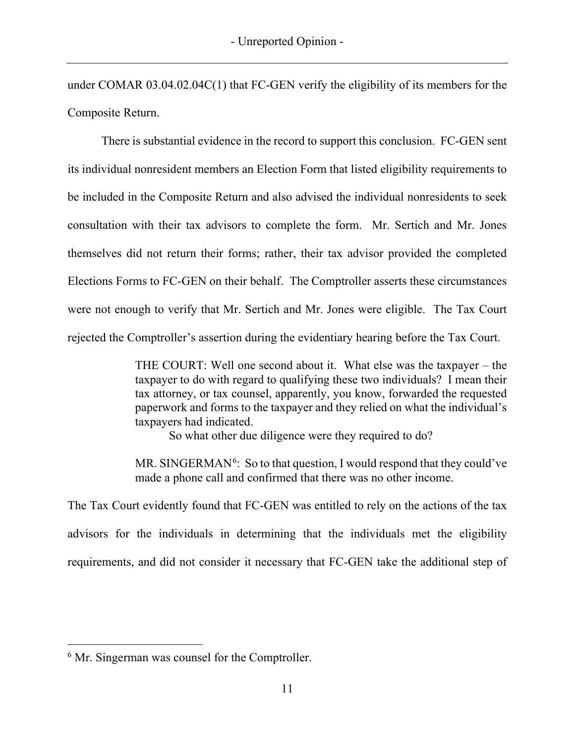under COMAR 03.04.02.04C(1) that FC-GEN verify the eligibility of its members for the Composite Return.

There is substantial evidence in the record to support this conclusion. FC-GEN sent its individual nonresident members an Election Form that listed eligibility requirements to be included in the Composite Return and also advised the individual nonresidents to seek consultation with their tax advisors to complete the form. Mr. Sertich and Mr. Jones themselves did not return their forms; rather, their tax advisor provided the completed Elections Forms to FC-GEN on their behalf. The Comptroller asserts these circumstances were not enough to verify that Mr. Sertich and Mr. Jones were eligible. The Tax Court rejected the Comptroller's assertion during the evidentiary hearing before the Tax Court.

> THE COURT: Well one second about it. What else was the taxpayer – the taxpayer to do with regard to qualifying these two individuals? I mean their tax attorney, or tax counsel, apparently, you know, forwarded the requested paperwork and forms to the taxpayer and they relied on what the individual's taxpayers had indicated.
>
> So what other due diligence were they required to do?
>
> MR. SINGERMAN[6]: So to that question, I would respond that they could've made a phone call and confirmed that there was no other income.

The Tax Court evidently found that FC-GEN was entitled to rely on the actions of the tax advisors for the individuals in determining that the individuals met the eligibility requirements, and did not consider it necessary that FC-GEN take the additional step of

[6] Mr. Singerman was counsel for the Comptroller.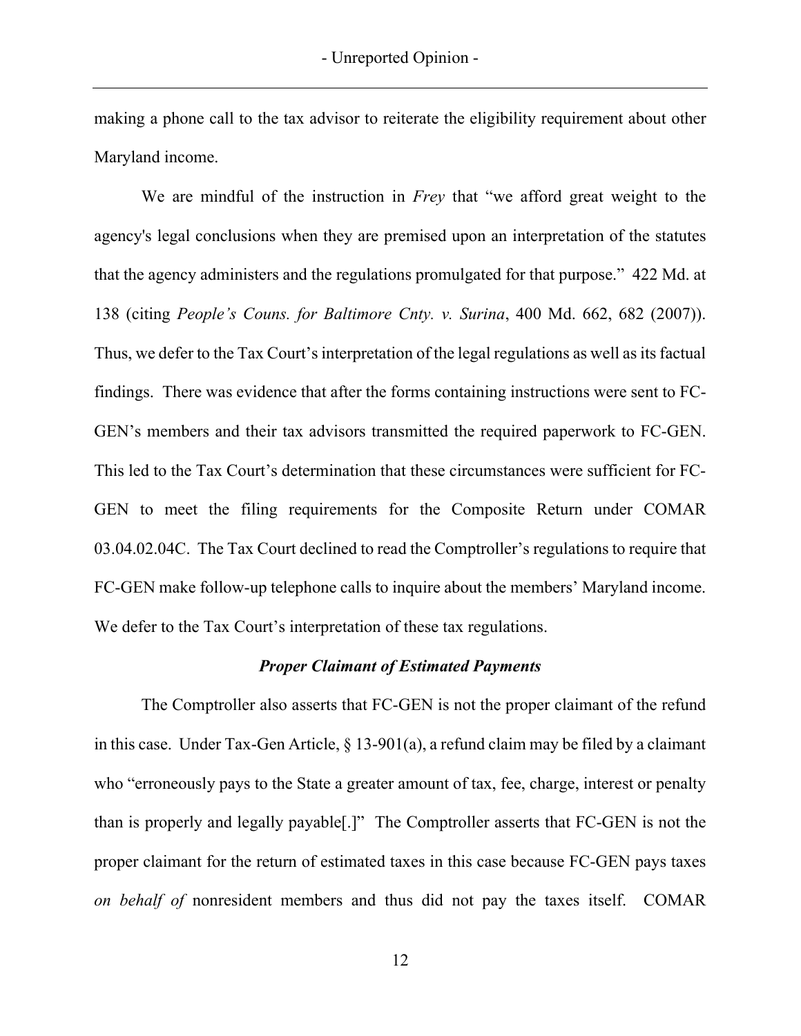making a phone call to the tax advisor to reiterate the eligibility requirement about other Maryland income.

We are mindful of the instruction in *Frey* that "we afford great weight to the agency's legal conclusions when they are premised upon an interpretation of the statutes that the agency administers and the regulations promulgated for that purpose." 422 Md. at 138 (citing *People's Couns. for Baltimore Cnty. v. Surina*, 400 Md. 662, 682 (2007)). Thus, we defer to the Tax Court's interpretation of the legal regulations as well as its factual findings. There was evidence that after the forms containing instructions were sent to FC-GEN's members and their tax advisors transmitted the required paperwork to FC-GEN. This led to the Tax Court's determination that these circumstances were sufficient for FC-GEN to meet the filing requirements for the Composite Return under COMAR 03.04.02.04C. The Tax Court declined to read the Comptroller's regulations to require that FC-GEN make follow-up telephone calls to inquire about the members' Maryland income. We defer to the Tax Court's interpretation of these tax regulations.

### *Proper Claimant of Estimated Payments*

The Comptroller also asserts that FC-GEN is not the proper claimant of the refund in this case. Under Tax-Gen Article, § 13-901(a), a refund claim may be filed by a claimant who "erroneously pays to the State a greater amount of tax, fee, charge, interest or penalty than is properly and legally payable[.]" The Comptroller asserts that FC-GEN is not the proper claimant for the return of estimated taxes in this case because FC-GEN pays taxes *on behalf of* nonresident members and thus did not pay the taxes itself. COMAR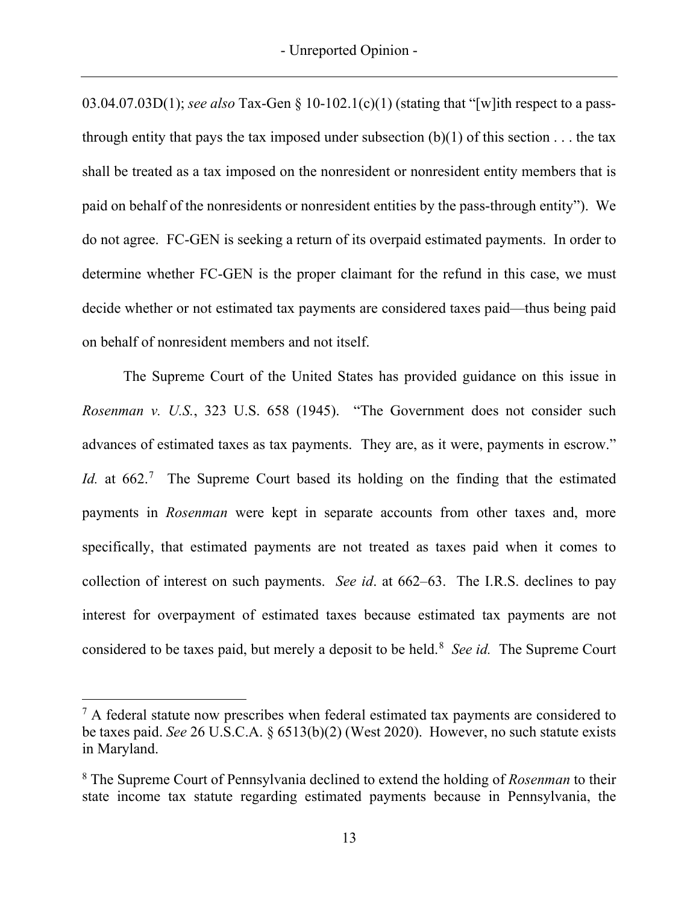03.04.07.03D(1); *see also* Tax-Gen § 10-102.1(c)(1) (stating that "[w]ith respect to a pass-through entity that pays the tax imposed under subsection (b)(1) of this section . . . the tax shall be treated as a tax imposed on the nonresident or nonresident entity members that is paid on behalf of the nonresidents or nonresident entities by the pass-through entity"). We do not agree. FC-GEN is seeking a return of its overpaid estimated payments. In order to determine whether FC-GEN is the proper claimant for the refund in this case, we must decide whether or not estimated tax payments are considered taxes paid—thus being paid on behalf of nonresident members and not itself.

The Supreme Court of the United States has provided guidance on this issue in *Rosenman v. U.S.*, 323 U.S. 658 (1945). "The Government does not consider such advances of estimated taxes as tax payments. They are, as it were, payments in escrow." *Id.* at 662.[7] The Supreme Court based its holding on the finding that the estimated payments in *Rosenman* were kept in separate accounts from other taxes and, more specifically, that estimated payments are not treated as taxes paid when it comes to collection of interest on such payments. *See id*. at 662–63. The I.R.S. declines to pay interest for overpayment of estimated taxes because estimated tax payments are not considered to be taxes paid, but merely a deposit to be held.[8] *See id.* The Supreme Court

[7] A federal statute now prescribes when federal estimated tax payments are considered to be taxes paid. *See* 26 U.S.C.A. § 6513(b)(2) (West 2020). However, no such statute exists in Maryland.

[8] The Supreme Court of Pennsylvania declined to extend the holding of *Rosenman* to their state income tax statute regarding estimated payments because in Pennsylvania, the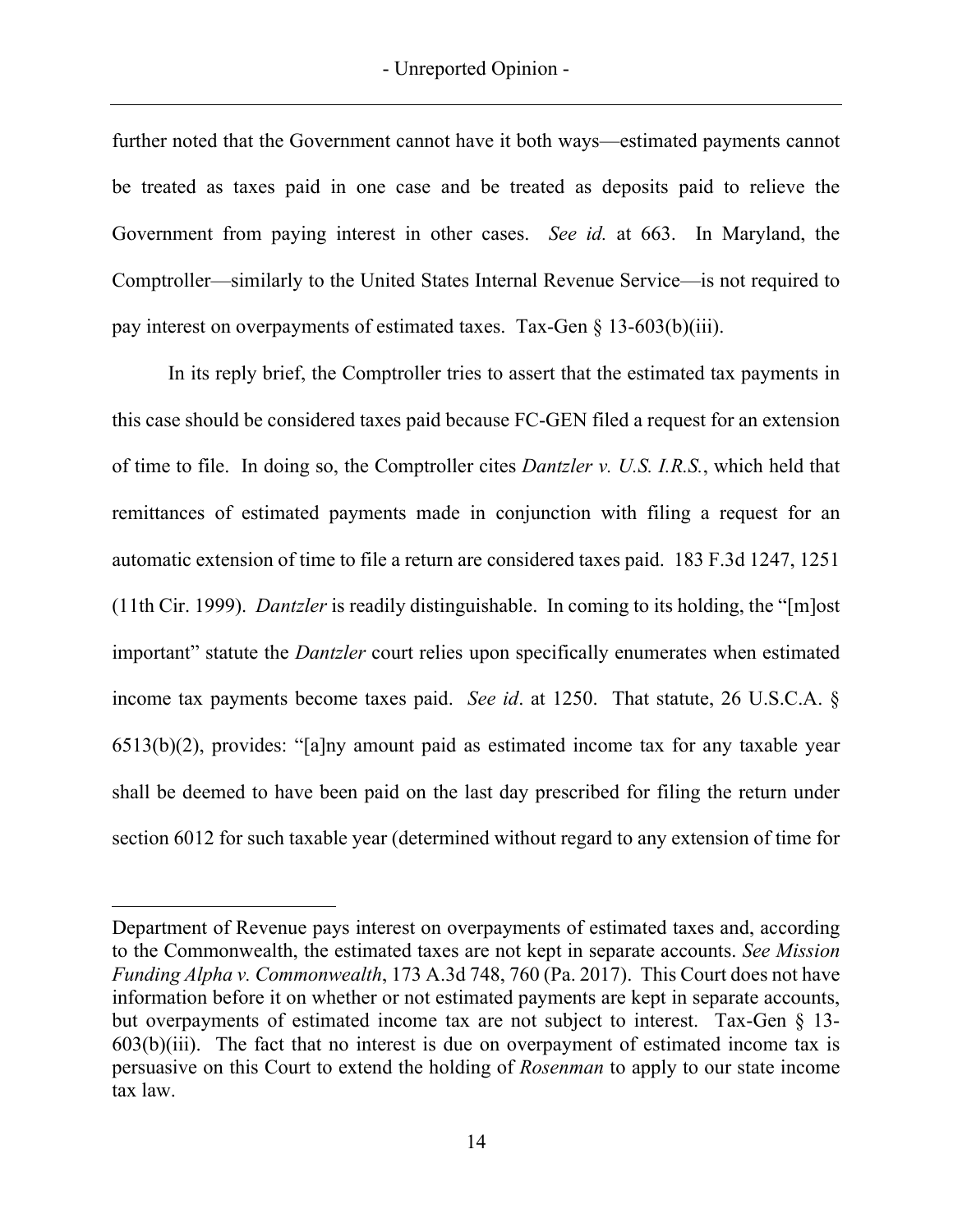further noted that the Government cannot have it both ways—estimated payments cannot be treated as taxes paid in one case and be treated as deposits paid to relieve the Government from paying interest in other cases. *See id.* at 663. In Maryland, the Comptroller—similarly to the United States Internal Revenue Service—is not required to pay interest on overpayments of estimated taxes. Tax-Gen § 13-603(b)(iii).

In its reply brief, the Comptroller tries to assert that the estimated tax payments in this case should be considered taxes paid because FC-GEN filed a request for an extension of time to file. In doing so, the Comptroller cites *Dantzler v. U.S. I.R.S.*, which held that remittances of estimated payments made in conjunction with filing a request for an automatic extension of time to file a return are considered taxes paid. 183 F.3d 1247, 1251 (11th Cir. 1999). *Dantzler* is readily distinguishable. In coming to its holding, the "[m]ost important" statute the *Dantzler* court relies upon specifically enumerates when estimated income tax payments become taxes paid. *See id*. at 1250. That statute, 26 U.S.C.A. § 6513(b)(2), provides: "[a]ny amount paid as estimated income tax for any taxable year shall be deemed to have been paid on the last day prescribed for filing the return under section 6012 for such taxable year (determined without regard to any extension of time for

---

Department of Revenue pays interest on overpayments of estimated taxes and, according to the Commonwealth, the estimated taxes are not kept in separate accounts. *See Mission Funding Alpha v. Commonwealth*, 173 A.3d 748, 760 (Pa. 2017). This Court does not have information before it on whether or not estimated payments are kept in separate accounts, but overpayments of estimated income tax are not subject to interest. Tax-Gen § 13-603(b)(iii). The fact that no interest is due on overpayment of estimated income tax is persuasive on this Court to extend the holding of *Rosenman* to apply to our state income tax law.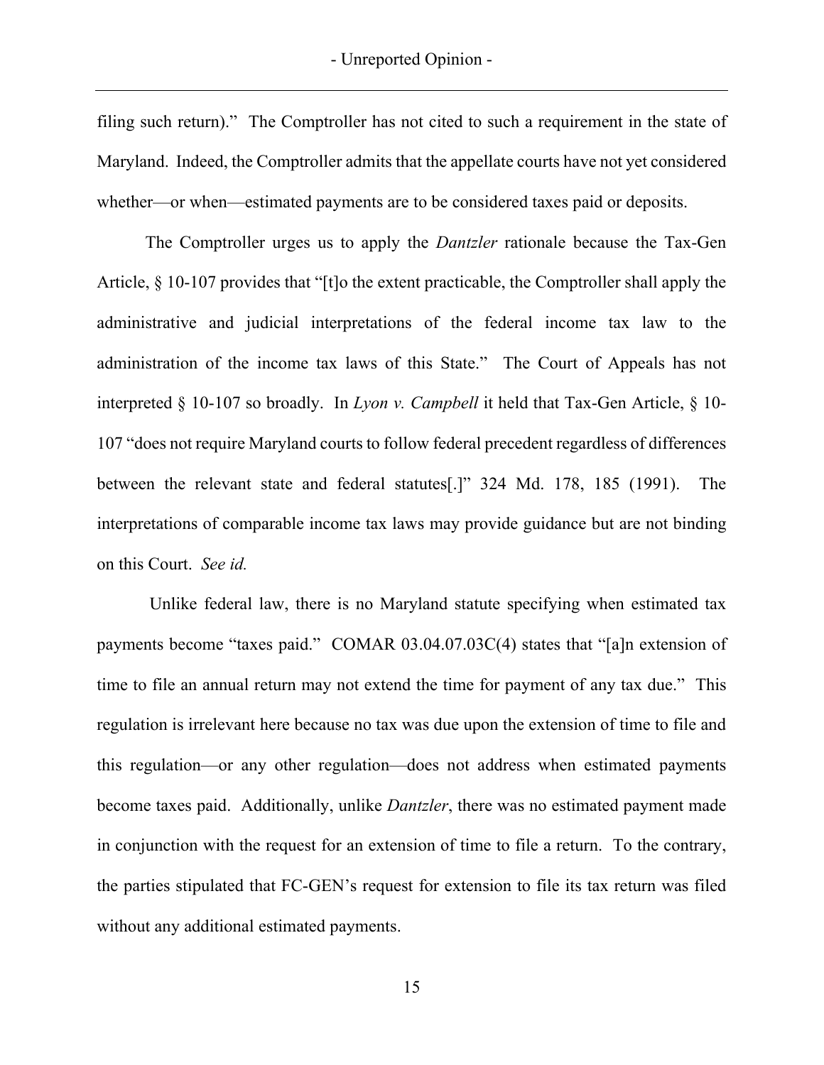filing such return)." The Comptroller has not cited to such a requirement in the state of Maryland. Indeed, the Comptroller admits that the appellate courts have not yet considered whether—or when—estimated payments are to be considered taxes paid or deposits.

The Comptroller urges us to apply the *Dantzler* rationale because the Tax-Gen Article, § 10-107 provides that "[t]o the extent practicable, the Comptroller shall apply the administrative and judicial interpretations of the federal income tax law to the administration of the income tax laws of this State." The Court of Appeals has not interpreted § 10-107 so broadly. In *Lyon v. Campbell* it held that Tax-Gen Article, § 10-107 "does not require Maryland courts to follow federal precedent regardless of differences between the relevant state and federal statutes[.]" 324 Md. 178, 185 (1991). The interpretations of comparable income tax laws may provide guidance but are not binding on this Court. *See id.*

Unlike federal law, there is no Maryland statute specifying when estimated tax payments become "taxes paid." COMAR 03.04.07.03C(4) states that "[a]n extension of time to file an annual return may not extend the time for payment of any tax due." This regulation is irrelevant here because no tax was due upon the extension of time to file and this regulation—or any other regulation—does not address when estimated payments become taxes paid. Additionally, unlike *Dantzler*, there was no estimated payment made in conjunction with the request for an extension of time to file a return. To the contrary, the parties stipulated that FC-GEN's request for extension to file its tax return was filed without any additional estimated payments.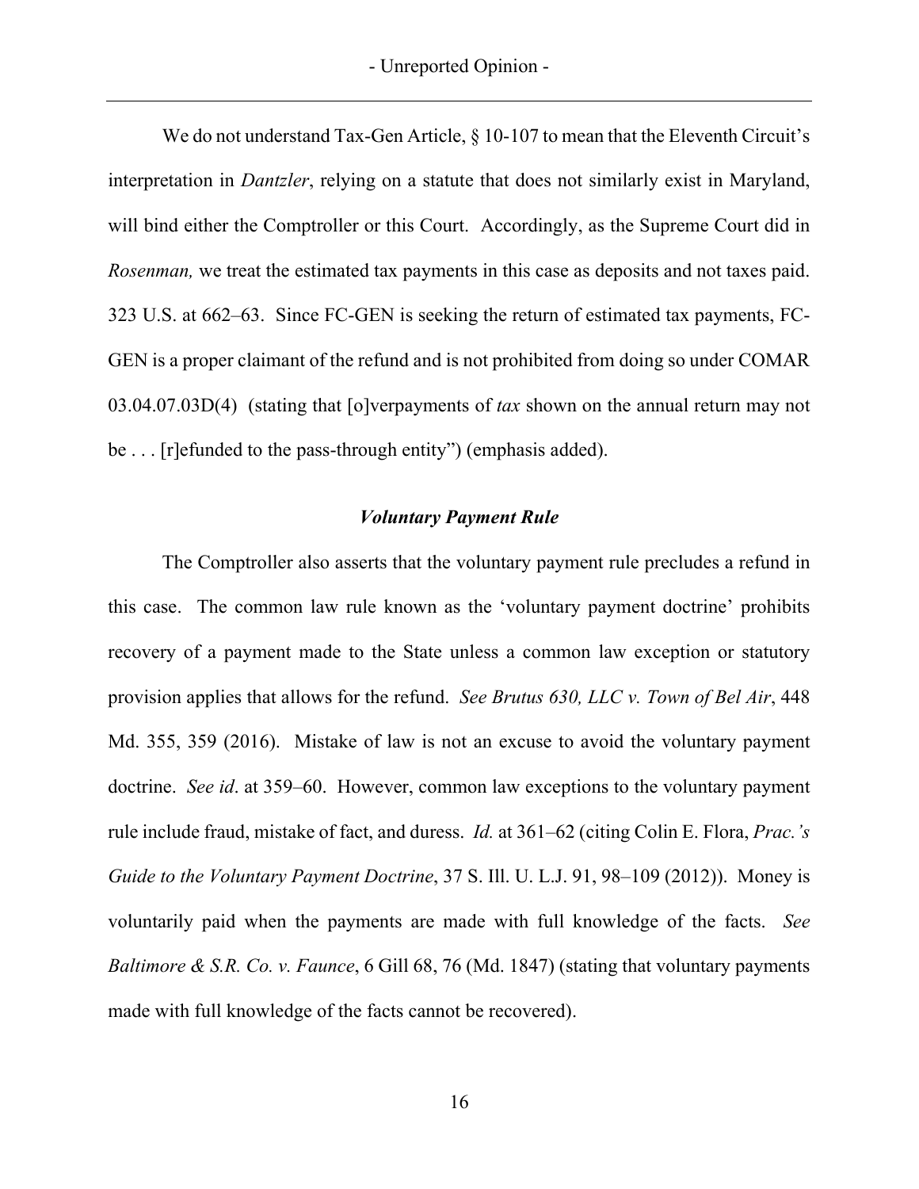We do not understand Tax-Gen Article, § 10-107 to mean that the Eleventh Circuit's interpretation in *Dantzler*, relying on a statute that does not similarly exist in Maryland, will bind either the Comptroller or this Court. Accordingly, as the Supreme Court did in *Rosenman,* we treat the estimated tax payments in this case as deposits and not taxes paid. 323 U.S. at 662–63. Since FC-GEN is seeking the return of estimated tax payments, FC-GEN is a proper claimant of the refund and is not prohibited from doing so under COMAR 03.04.07.03D(4) (stating that [o]verpayments of *tax* shown on the annual return may not be . . . [r]efunded to the pass-through entity") (emphasis added).

### *Voluntary Payment Rule*

The Comptroller also asserts that the voluntary payment rule precludes a refund in this case. The common law rule known as the 'voluntary payment doctrine' prohibits recovery of a payment made to the State unless a common law exception or statutory provision applies that allows for the refund. *See Brutus 630, LLC v. Town of Bel Air*, 448 Md. 355, 359 (2016). Mistake of law is not an excuse to avoid the voluntary payment doctrine. *See id*. at 359–60. However, common law exceptions to the voluntary payment rule include fraud, mistake of fact, and duress. *Id.* at 361–62 (citing Colin E. Flora, *Prac.'s Guide to the Voluntary Payment Doctrine*, 37 S. Ill. U. L.J. 91, 98–109 (2012)). Money is voluntarily paid when the payments are made with full knowledge of the facts. *See Baltimore & S.R. Co. v. Faunce*, 6 Gill 68, 76 (Md. 1847) (stating that voluntary payments made with full knowledge of the facts cannot be recovered).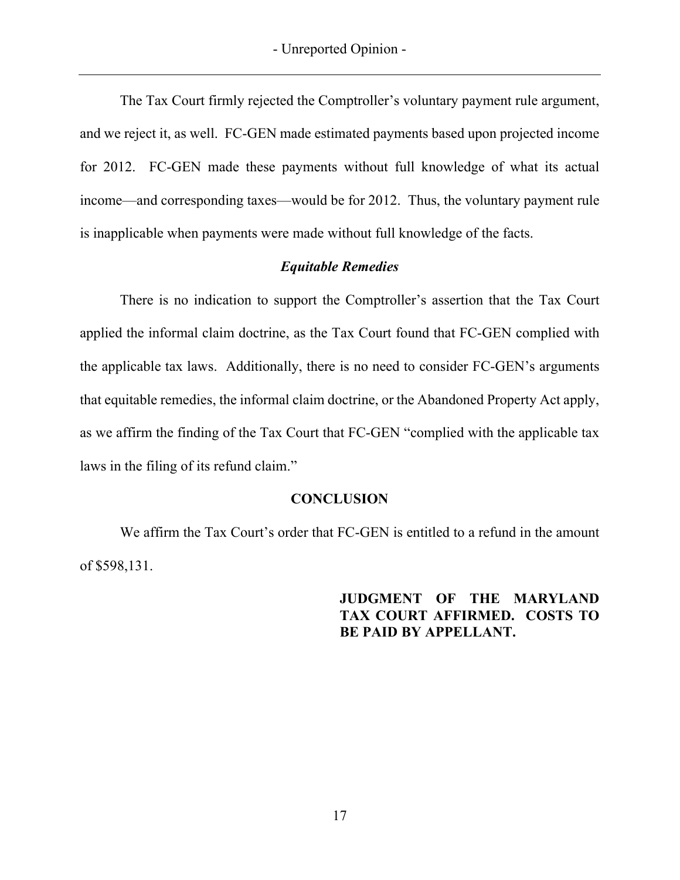The Tax Court firmly rejected the Comptroller's voluntary payment rule argument, and we reject it, as well. FC-GEN made estimated payments based upon projected income for 2012. FC-GEN made these payments without full knowledge of what its actual income—and corresponding taxes—would be for 2012. Thus, the voluntary payment rule is inapplicable when payments were made without full knowledge of the facts.

### *Equitable Remedies*

There is no indication to support the Comptroller's assertion that the Tax Court applied the informal claim doctrine, as the Tax Court found that FC-GEN complied with the applicable tax laws. Additionally, there is no need to consider FC-GEN's arguments that equitable remedies, the informal claim doctrine, or the Abandoned Property Act apply, as we affirm the finding of the Tax Court that FC-GEN "complied with the applicable tax laws in the filing of its refund claim."

## CONCLUSION

We affirm the Tax Court's order that FC-GEN is entitled to a refund in the amount of $598,131.

**JUDGMENT OF THE MARYLAND TAX COURT AFFIRMED. COSTS TO BE PAID BY APPELLANT.**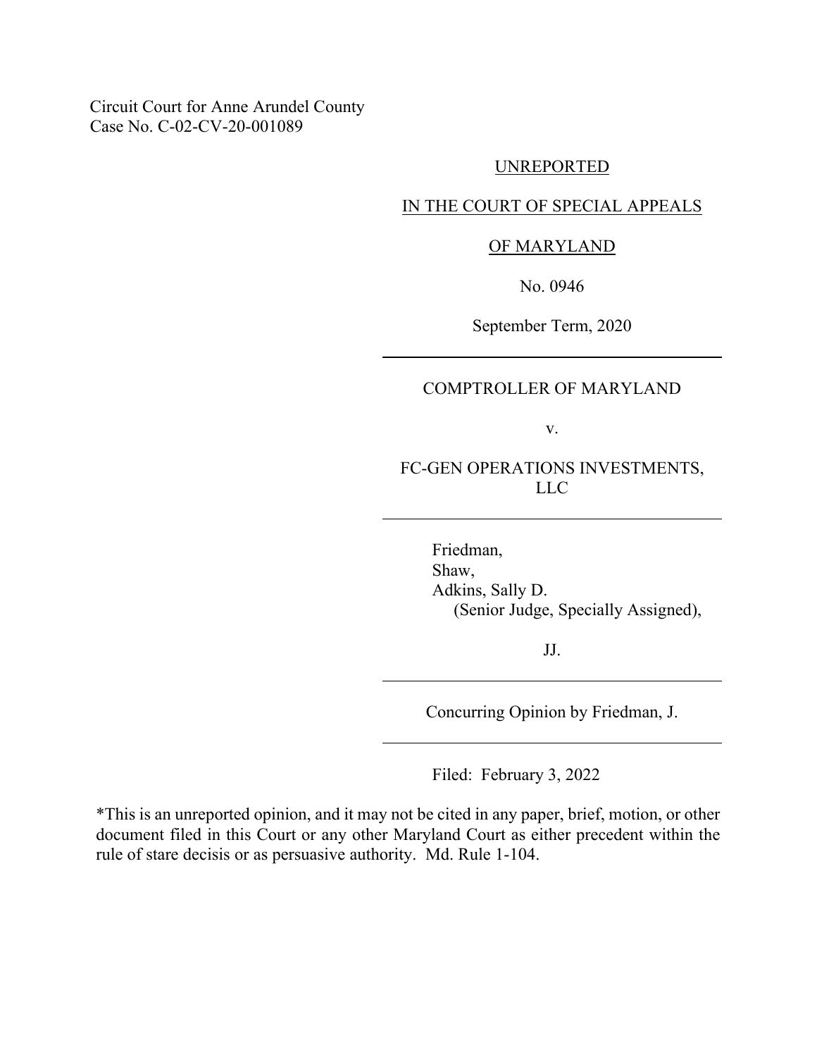Circuit Court for Anne Arundel County
Case No. C-02-CV-20-001089

UNREPORTED

IN THE COURT OF SPECIAL APPEALS

OF MARYLAND

No. 0946

September Term, 2020

---

COMPTROLLER OF MARYLAND

v.

FC-GEN OPERATIONS INVESTMENTS, LLC

---

Friedman,
Shaw,
Adkins, Sally D.
(Senior Judge, Specially Assigned),

JJ.

---

Concurring Opinion by Friedman, J.

---

Filed: February 3, 2022

*This is an unreported opinion, and it may not be cited in any paper, brief, motion, or other document filed in this Court or any other Maryland Court as either precedent within the rule of stare decisis or as persuasive authority. Md. Rule 1-104.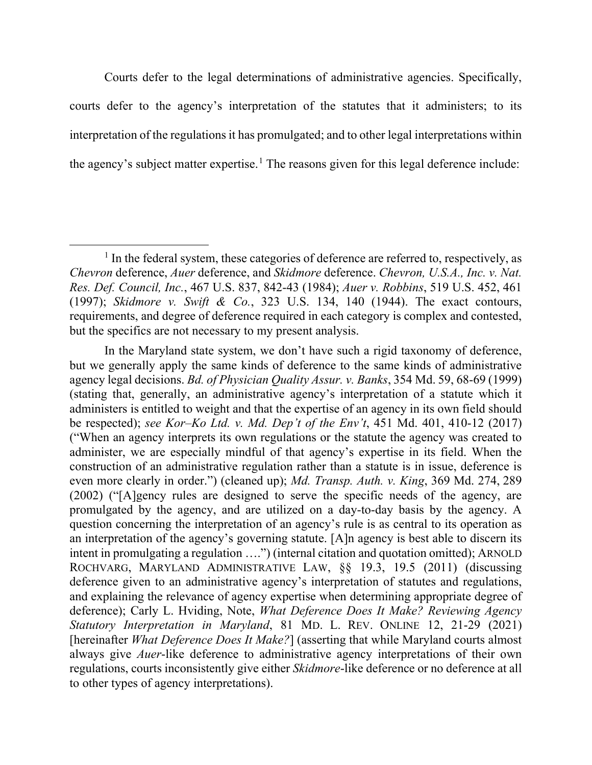Courts defer to the legal determinations of administrative agencies. Specifically, courts defer to the agency's interpretation of the statutes that it administers; to its interpretation of the regulations it has promulgated; and to other legal interpretations within the agency's subject matter expertise.[1] The reasons given for this legal deference include:

---

[1] In the federal system, these categories of deference are referred to, respectively, as *Chevron* deference, *Auer* deference, and *Skidmore* deference. *Chevron, U.S.A., Inc. v. Nat. Res. Def. Council, Inc.*, 467 U.S. 837, 842-43 (1984); *Auer v. Robbins*, 519 U.S. 452, 461 (1997); *Skidmore v. Swift & Co.*, 323 U.S. 134, 140 (1944). The exact contours, requirements, and degree of deference required in each category is complex and contested, but the specifics are not necessary to my present analysis.

In the Maryland state system, we don't have such a rigid taxonomy of deference, but we generally apply the same kinds of deference to the same kinds of administrative agency legal decisions. *Bd. of Physician Quality Assur. v. Banks*, 354 Md. 59, 68-69 (1999) (stating that, generally, an administrative agency's interpretation of a statute which it administers is entitled to weight and that the expertise of an agency in its own field should be respected); *see Kor–Ko Ltd. v. Md. Dep't of the Env't*, 451 Md. 401, 410-12 (2017) ("When an agency interprets its own regulations or the statute the agency was created to administer, we are especially mindful of that agency's expertise in its field. When the construction of an administrative regulation rather than a statute is in issue, deference is even more clearly in order.") (cleaned up); *Md. Transp. Auth. v. King*, 369 Md. 274, 289 (2002) ("[A]gency rules are designed to serve the specific needs of the agency, are promulgated by the agency, and are utilized on a day-to-day basis by the agency. A question concerning the interpretation of an agency's rule is as central to its operation as an interpretation of the agency's governing statute. [A]n agency is best able to discern its intent in promulgating a regulation ….") (internal citation and quotation omitted); ARNOLD ROCHVARG, MARYLAND ADMINISTRATIVE LAW, §§ 19.3, 19.5 (2011) (discussing deference given to an administrative agency's interpretation of statutes and regulations, and explaining the relevance of agency expertise when determining appropriate degree of deference); Carly L. Hviding, Note, *What Deference Does It Make? Reviewing Agency Statutory Interpretation in Maryland*, 81 MD. L. REV. ONLINE 12, 21-29 (2021) [hereinafter *What Deference Does It Make?*] (asserting that while Maryland courts almost always give *Auer*-like deference to administrative agency interpretations of their own regulations, courts inconsistently give either *Skidmore*-like deference or no deference at all to other types of agency interpretations).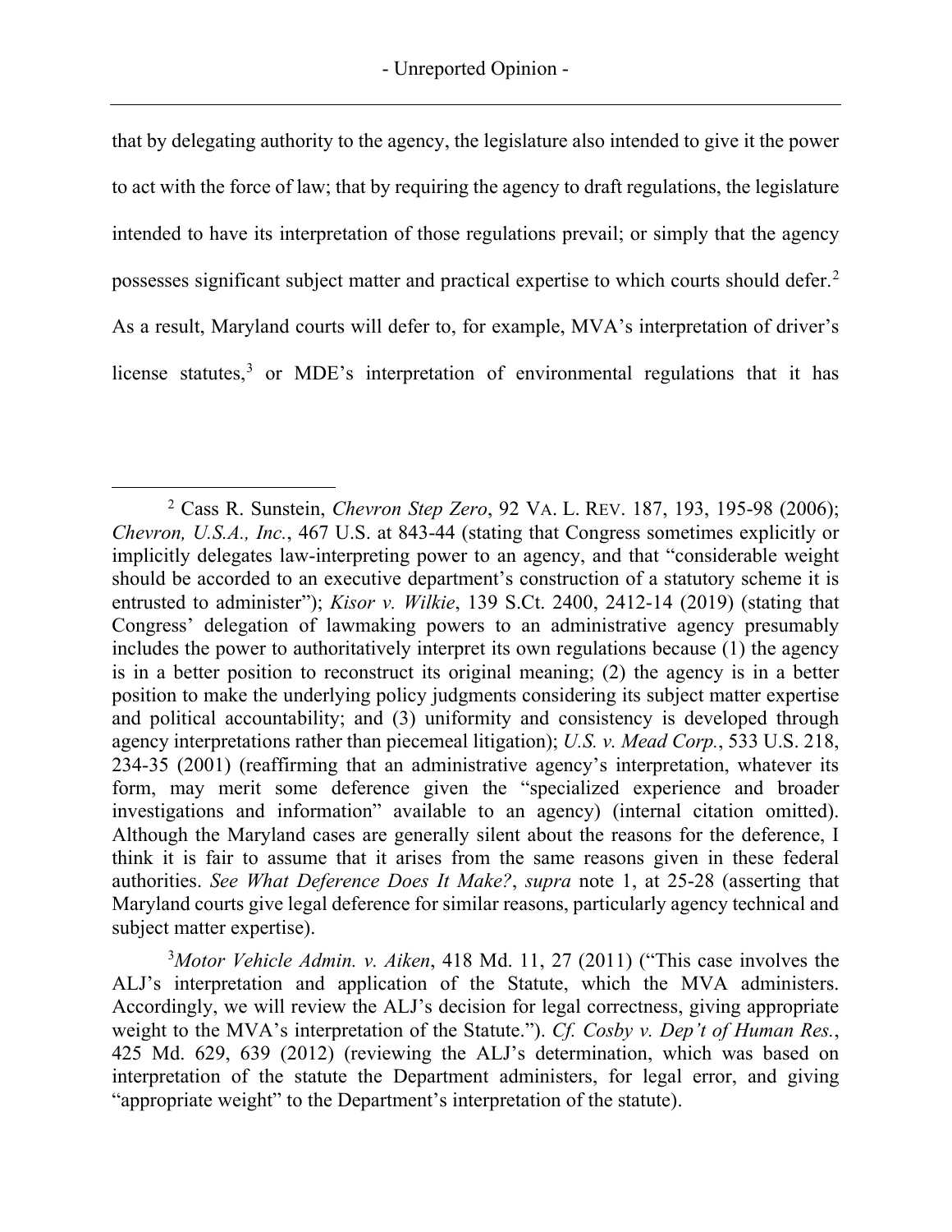that by delegating authority to the agency, the legislature also intended to give it the power to act with the force of law; that by requiring the agency to draft regulations, the legislature intended to have its interpretation of those regulations prevail; or simply that the agency possesses significant subject matter and practical expertise to which courts should defer.[2] As a result, Maryland courts will defer to, for example, MVA's interpretation of driver's license statutes,[3] or MDE's interpretation of environmental regulations that it has

---

[2] Cass R. Sunstein, *Chevron Step Zero*, 92 VA. L. REV. 187, 193, 195-98 (2006); *Chevron, U.S.A., Inc.*, 467 U.S. at 843-44 (stating that Congress sometimes explicitly or implicitly delegates law-interpreting power to an agency, and that "considerable weight should be accorded to an executive department's construction of a statutory scheme it is entrusted to administer"); *Kisor v. Wilkie*, 139 S.Ct. 2400, 2412-14 (2019) (stating that Congress' delegation of lawmaking powers to an administrative agency presumably includes the power to authoritatively interpret its own regulations because (1) the agency is in a better position to reconstruct its original meaning; (2) the agency is in a better position to make the underlying policy judgments considering its subject matter expertise and political accountability; and (3) uniformity and consistency is developed through agency interpretations rather than piecemeal litigation); *U.S. v. Mead Corp.*, 533 U.S. 218, 234-35 (2001) (reaffirming that an administrative agency's interpretation, whatever its form, may merit some deference given the "specialized experience and broader investigations and information" available to an agency) (internal citation omitted). Although the Maryland cases are generally silent about the reasons for the deference, I think it is fair to assume that it arises from the same reasons given in these federal authorities. *See What Deference Does It Make?*, *supra* note 1, at 25-28 (asserting that Maryland courts give legal deference for similar reasons, particularly agency technical and subject matter expertise).

[3] *Motor Vehicle Admin. v. Aiken*, 418 Md. 11, 27 (2011) ("This case involves the ALJ's interpretation and application of the Statute, which the MVA administers. Accordingly, we will review the ALJ's decision for legal correctness, giving appropriate weight to the MVA's interpretation of the Statute."). *Cf. Cosby v. Dep't of Human Res.*, 425 Md. 629, 639 (2012) (reviewing the ALJ's determination, which was based on interpretation of the statute the Department administers, for legal error, and giving "appropriate weight" to the Department's interpretation of the statute).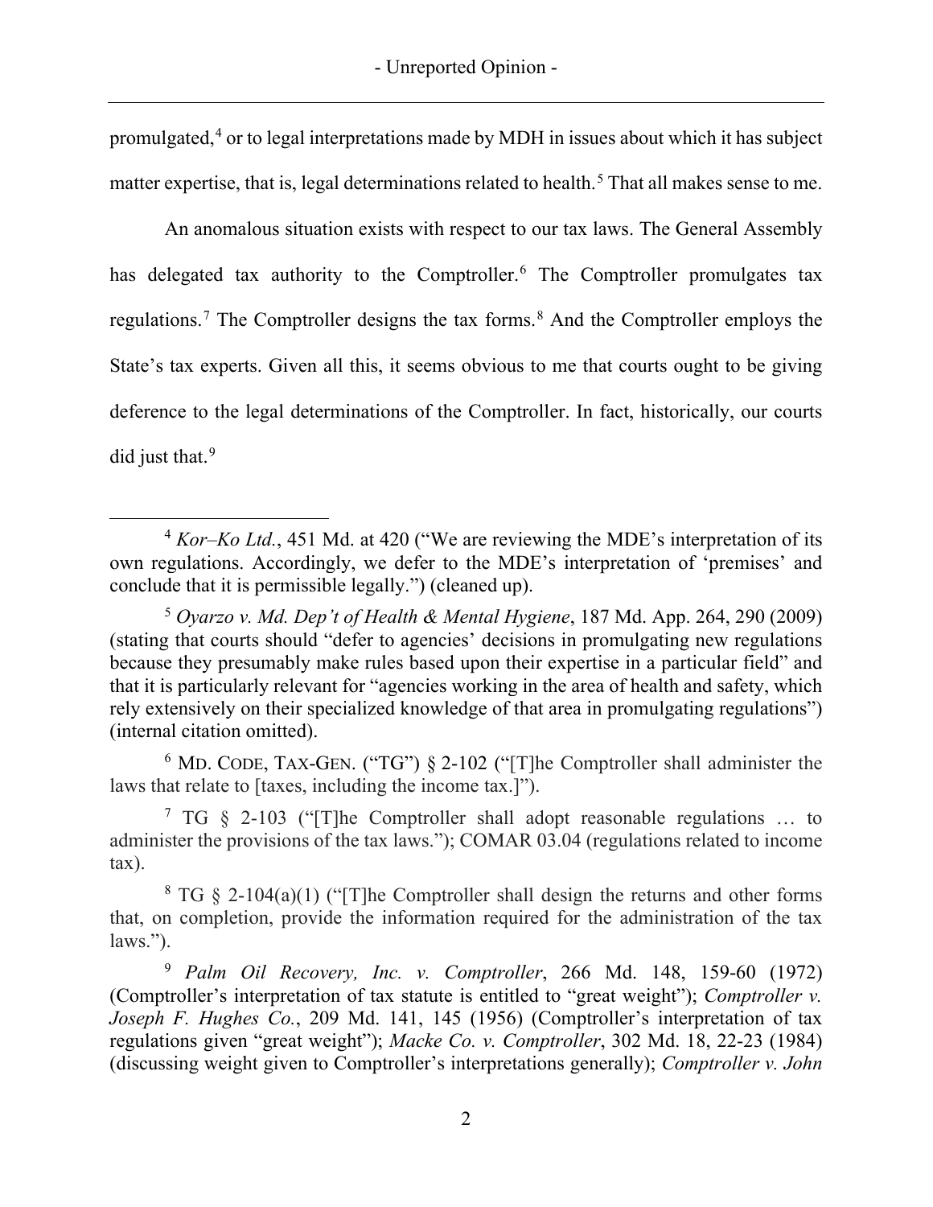promulgated,[4] or to legal interpretations made by MDH in issues about which it has subject matter expertise, that is, legal determinations related to health.[5] That all makes sense to me.

An anomalous situation exists with respect to our tax laws. The General Assembly has delegated tax authority to the Comptroller.[6] The Comptroller promulgates tax regulations.[7] The Comptroller designs the tax forms.[8] And the Comptroller employs the State's tax experts. Given all this, it seems obvious to me that courts ought to be giving deference to the legal determinations of the Comptroller. In fact, historically, our courts did just that.[9]

---

[4] *Kor–Ko Ltd.*, 451 Md. at 420 ("We are reviewing the MDE's interpretation of its own regulations. Accordingly, we defer to the MDE's interpretation of 'premises' and conclude that it is permissible legally.") (cleaned up).

[5] *Oyarzo v. Md. Dep't of Health & Mental Hygiene*, 187 Md. App. 264, 290 (2009) (stating that courts should "defer to agencies' decisions in promulgating new regulations because they presumably make rules based upon their expertise in a particular field" and that it is particularly relevant for "agencies working in the area of health and safety, which rely extensively on their specialized knowledge of that area in promulgating regulations") (internal citation omitted).

[6] MD. CODE, TAX-GEN. ("TG") § 2-102 ("[T]he Comptroller shall administer the laws that relate to [taxes, including the income tax.]").

[7] TG § 2-103 ("[T]he Comptroller shall adopt reasonable regulations … to administer the provisions of the tax laws."); COMAR 03.04 (regulations related to income tax).

[8] TG § 2-104(a)(1) ("[T]he Comptroller shall design the returns and other forms that, on completion, provide the information required for the administration of the tax laws.").

[9] *Palm Oil Recovery, Inc. v. Comptroller*, 266 Md. 148, 159-60 (1972) (Comptroller's interpretation of tax statute is entitled to "great weight"); *Comptroller v. Joseph F. Hughes Co.*, 209 Md. 141, 145 (1956) (Comptroller's interpretation of tax regulations given "great weight"); *Macke Co. v. Comptroller*, 302 Md. 18, 22-23 (1984) (discussing weight given to Comptroller's interpretations generally); *Comptroller v. John*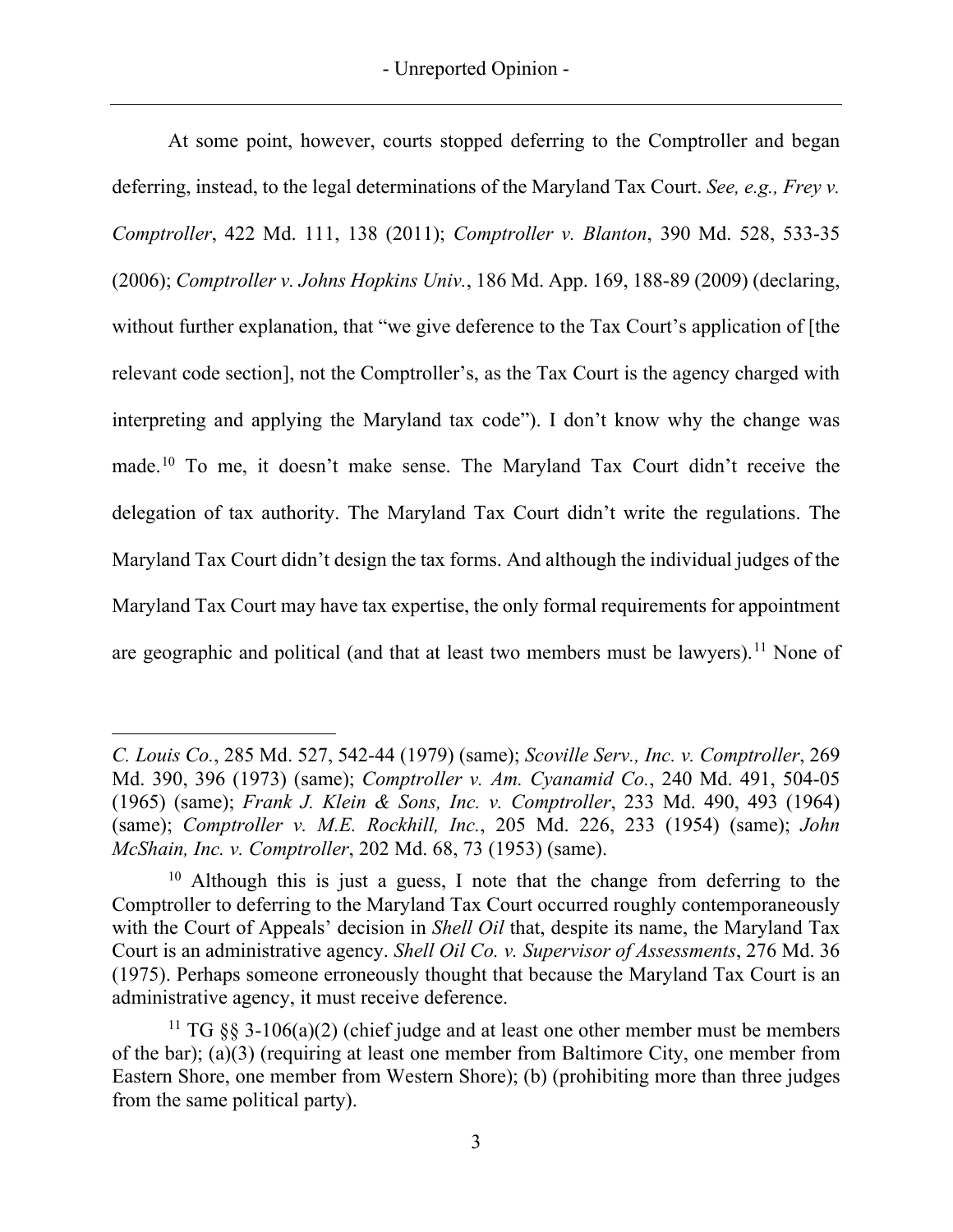At some point, however, courts stopped deferring to the Comptroller and began deferring, instead, to the legal determinations of the Maryland Tax Court. *See, e.g., Frey v. Comptroller*, 422 Md. 111, 138 (2011); *Comptroller v. Blanton*, 390 Md. 528, 533-35 (2006); *Comptroller v. Johns Hopkins Univ.*, 186 Md. App. 169, 188-89 (2009) (declaring, without further explanation, that "we give deference to the Tax Court's application of [the relevant code section], not the Comptroller's, as the Tax Court is the agency charged with interpreting and applying the Maryland tax code"). I don't know why the change was made.[10] To me, it doesn't make sense. The Maryland Tax Court didn't receive the delegation of tax authority. The Maryland Tax Court didn't write the regulations. The Maryland Tax Court didn't design the tax forms. And although the individual judges of the Maryland Tax Court may have tax expertise, the only formal requirements for appointment are geographic and political (and that at least two members must be lawyers).[11] None of

---

*C. Louis Co.*, 285 Md. 527, 542-44 (1979) (same); *Scoville Serv., Inc. v. Comptroller*, 269 Md. 390, 396 (1973) (same); *Comptroller v. Am. Cyanamid Co.*, 240 Md. 491, 504-05 (1965) (same); *Frank J. Klein & Sons, Inc. v. Comptroller*, 233 Md. 490, 493 (1964) (same); *Comptroller v. M.E. Rockhill, Inc.*, 205 Md. 226, 233 (1954) (same); *John McShain, Inc. v. Comptroller*, 202 Md. 68, 73 (1953) (same).

[10] Although this is just a guess, I note that the change from deferring to the Comptroller to deferring to the Maryland Tax Court occurred roughly contemporaneously with the Court of Appeals' decision in *Shell Oil* that, despite its name, the Maryland Tax Court is an administrative agency. *Shell Oil Co. v. Supervisor of Assessments*, 276 Md. 36 (1975). Perhaps someone erroneously thought that because the Maryland Tax Court is an administrative agency, it must receive deference.

[11] TG §§ 3-106(a)(2) (chief judge and at least one other member must be members of the bar); (a)(3) (requiring at least one member from Baltimore City, one member from Eastern Shore, one member from Western Shore); (b) (prohibiting more than three judges from the same political party).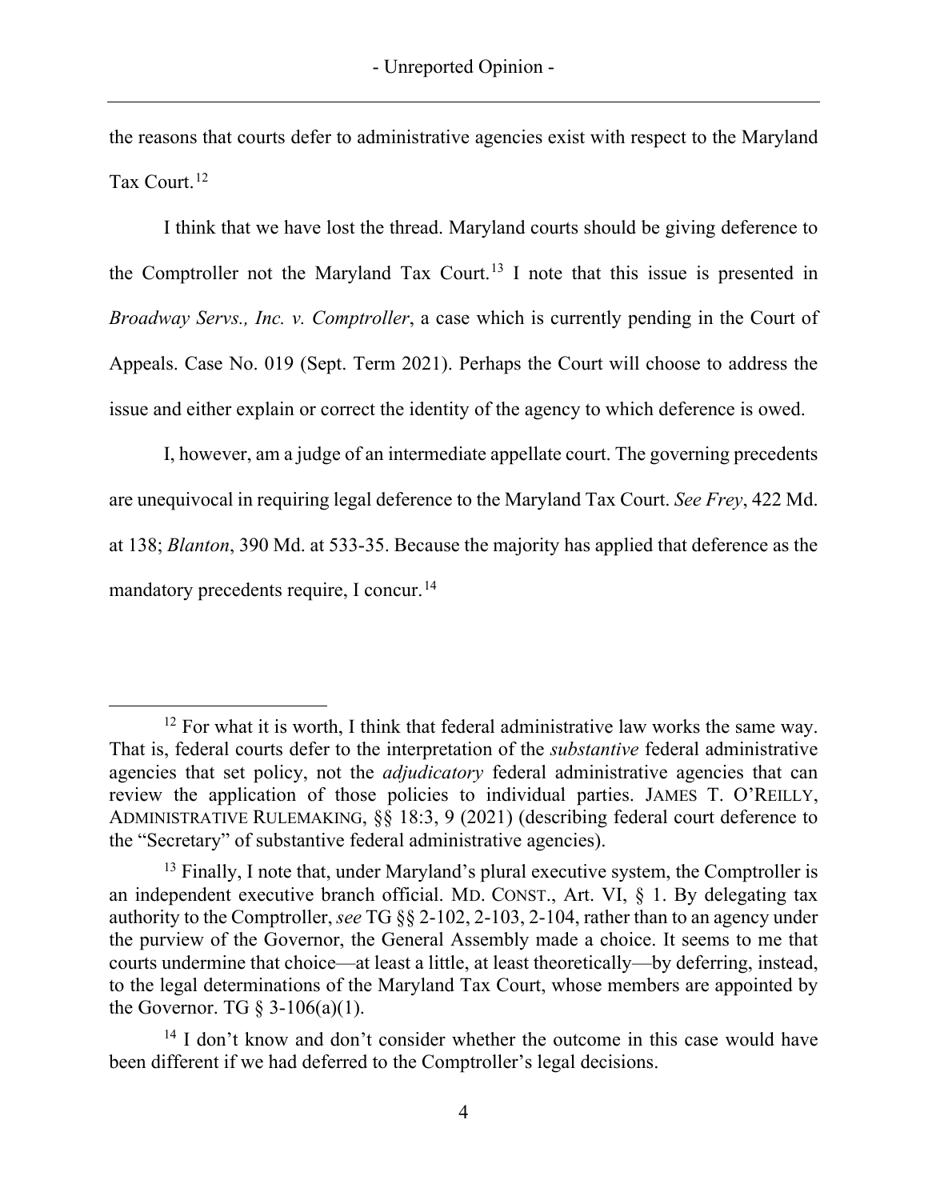the reasons that courts defer to administrative agencies exist with respect to the Maryland Tax Court.[12]

I think that we have lost the thread. Maryland courts should be giving deference to the Comptroller not the Maryland Tax Court.[13] I note that this issue is presented in *Broadway Servs., Inc. v. Comptroller*, a case which is currently pending in the Court of Appeals. Case No. 019 (Sept. Term 2021). Perhaps the Court will choose to address the issue and either explain or correct the identity of the agency to which deference is owed.

I, however, am a judge of an intermediate appellate court. The governing precedents are unequivocal in requiring legal deference to the Maryland Tax Court. *See Frey*, 422 Md. at 138; *Blanton*, 390 Md. at 533-35. Because the majority has applied that deference as the mandatory precedents require, I concur.[14]

---

[12] For what it is worth, I think that federal administrative law works the same way. That is, federal courts defer to the interpretation of the *substantive* federal administrative agencies that set policy, not the *adjudicatory* federal administrative agencies that can review the application of those policies to individual parties. JAMES T. O'REILLY, ADMINISTRATIVE RULEMAKING, §§ 18:3, 9 (2021) (describing federal court deference to the "Secretary" of substantive federal administrative agencies).

[13] Finally, I note that, under Maryland's plural executive system, the Comptroller is an independent executive branch official. MD. CONST., Art. VI, § 1. By delegating tax authority to the Comptroller, *see* TG §§ 2-102, 2-103, 2-104, rather than to an agency under the purview of the Governor, the General Assembly made a choice. It seems to me that courts undermine that choice—at least a little, at least theoretically—by deferring, instead, to the legal determinations of the Maryland Tax Court, whose members are appointed by the Governor. TG § 3-106(a)(1).

[14] I don't know and don't consider whether the outcome in this case would have been different if we had deferred to the Comptroller's legal decisions.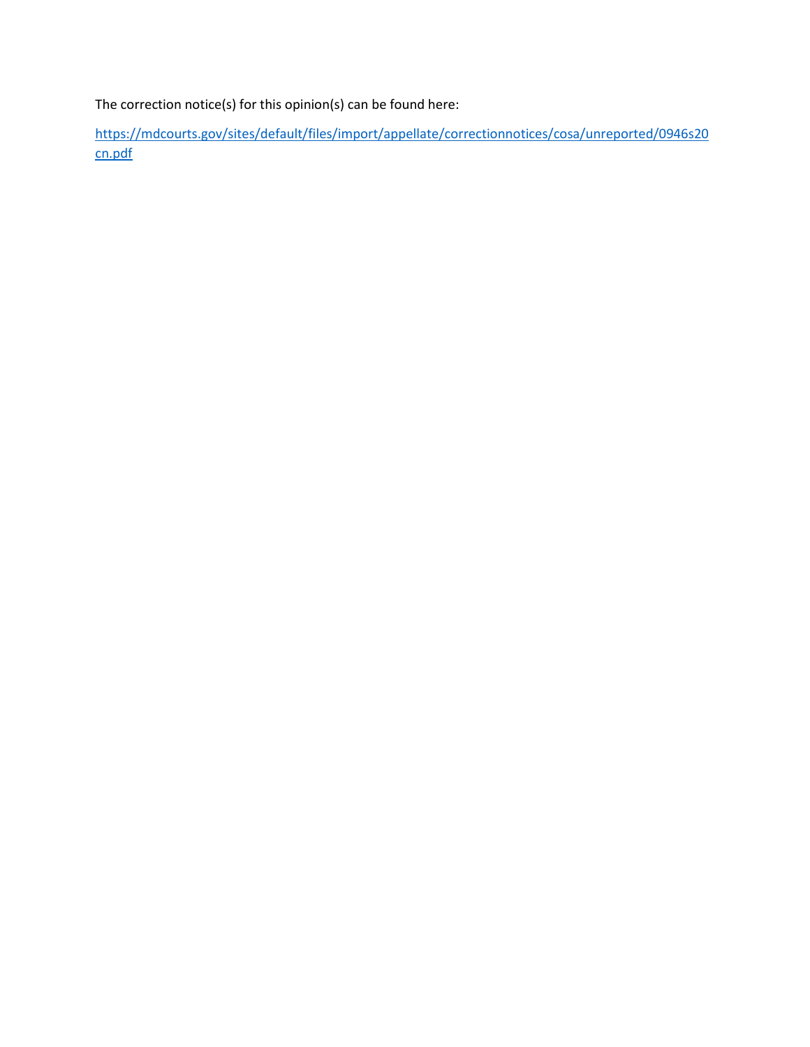The correction notice(s) for this opinion(s) can be found here:

https://mdcourts.gov/sites/default/files/import/appellate/correctionnotices/cosa/unreported/0946s20cn.pdf